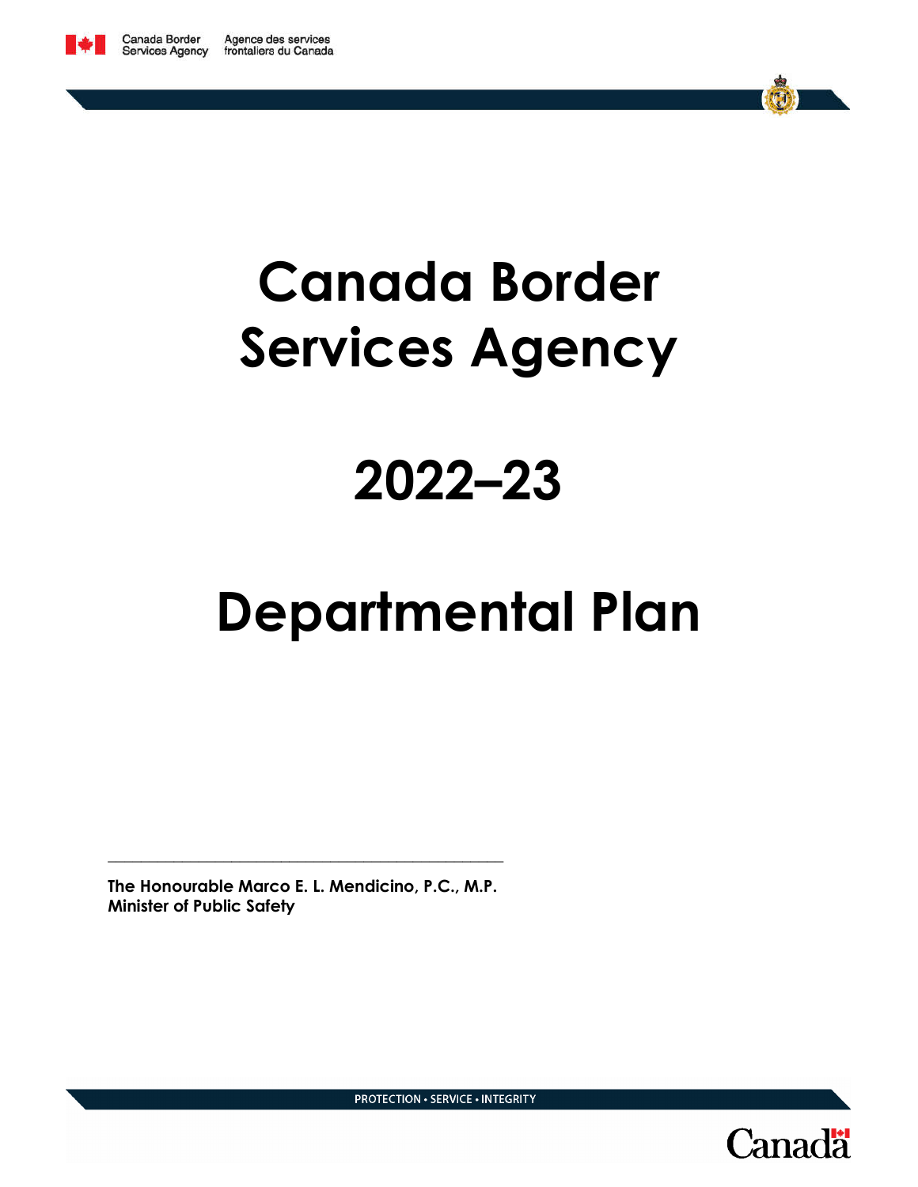Canada Border Services Agency | Agence des services frontaliers du Canada

# Canada Border Services Agency

# 2022–23

# Departmental Plan

---

**The Honourable Marco E. L. Mendicino, P.C., M.P.**
**Minister of Public Safety**

PROTECTION • SERVICE • INTEGRITY

Canada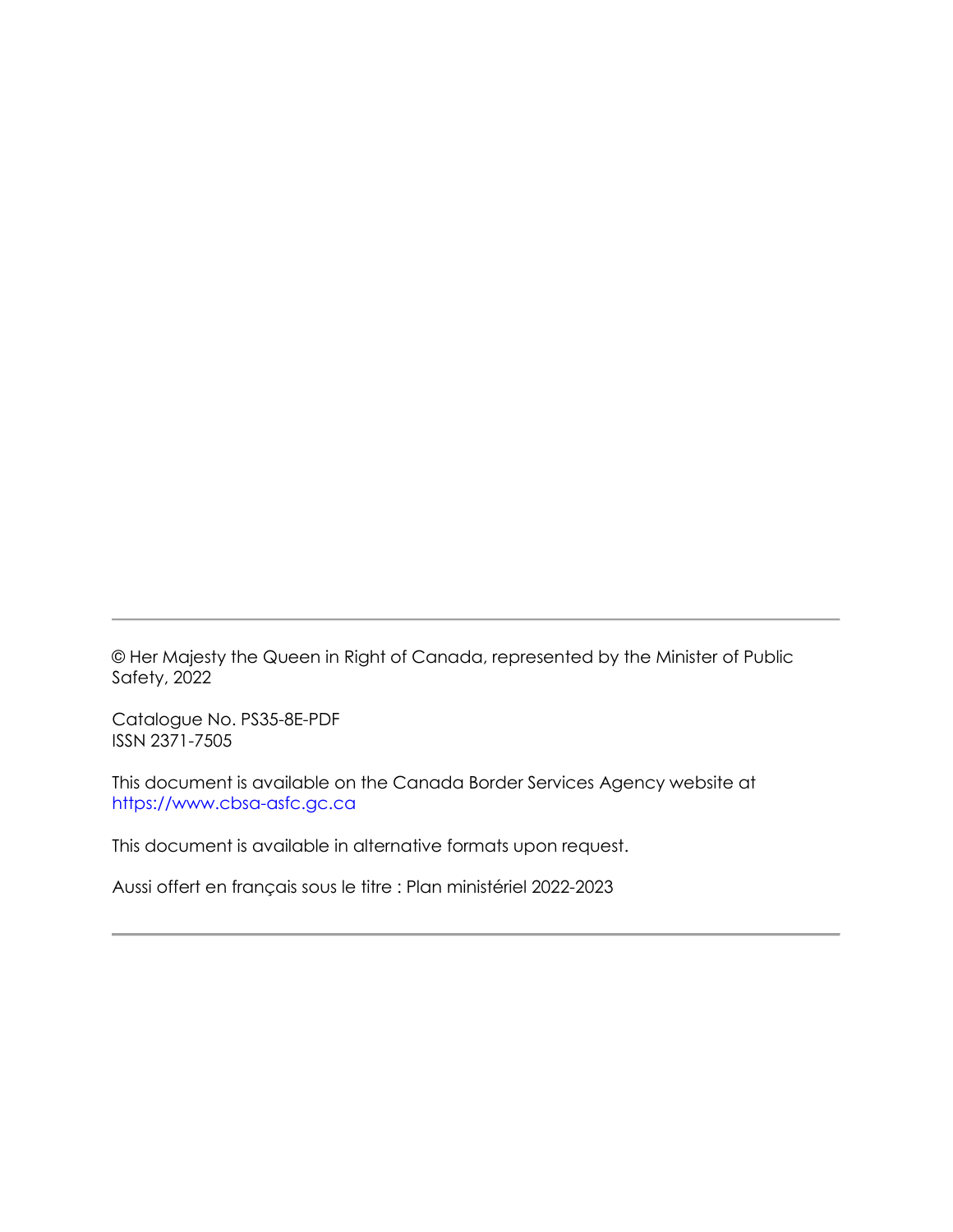---

© Her Majesty the Queen in Right of Canada, represented by the Minister of Public Safety, 2022

Catalogue No. PS35-8E-PDF
ISSN 2371-7505

This document is available on the Canada Border Services Agency website at https://www.cbsa-asfc.gc.ca

This document is available in alternative formats upon request.

Aussi offert en français sous le titre : Plan ministériel 2022-2023

---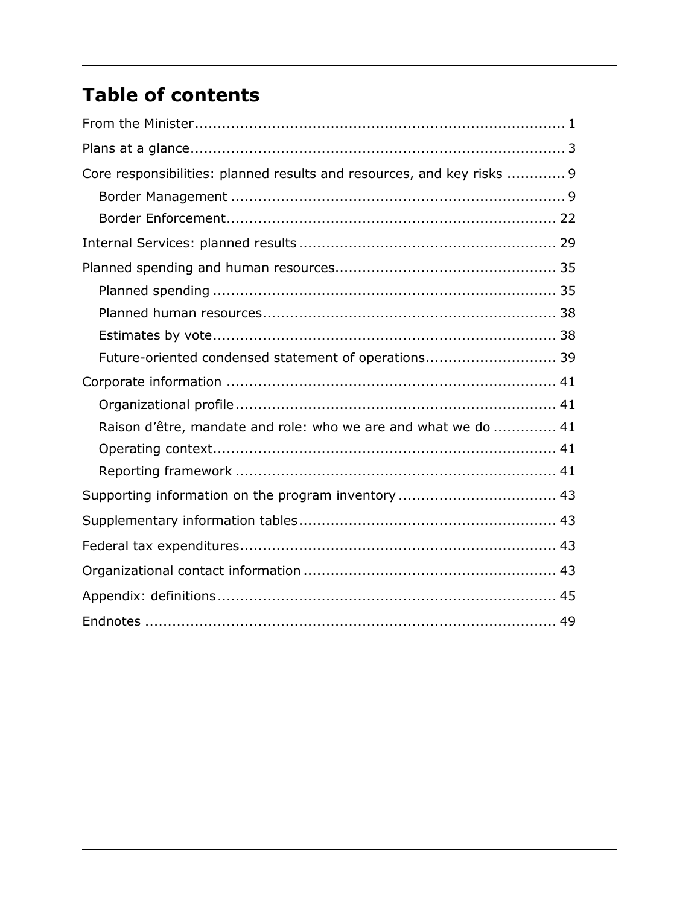# Table of contents

- From the Minister .......... 1
- Plans at a glance .......... 3
- Core responsibilities: planned results and resources, and key risks .......... 9
  - Border Management .......... 9
  - Border Enforcement .......... 22
- Internal Services: planned results .......... 29
- Planned spending and human resources .......... 35
  - Planned spending .......... 35
  - Planned human resources .......... 38
  - Estimates by vote .......... 38
  - Future-oriented condensed statement of operations .......... 39
- Corporate information .......... 41
  - Organizational profile .......... 41
  - Raison d'être, mandate and role: who we are and what we do .......... 41
  - Operating context .......... 41
  - Reporting framework .......... 41
- Supporting information on the program inventory .......... 43
- Supplementary information tables .......... 43
- Federal tax expenditures .......... 43
- Organizational contact information .......... 43
- Appendix: definitions .......... 45
- Endnotes .......... 49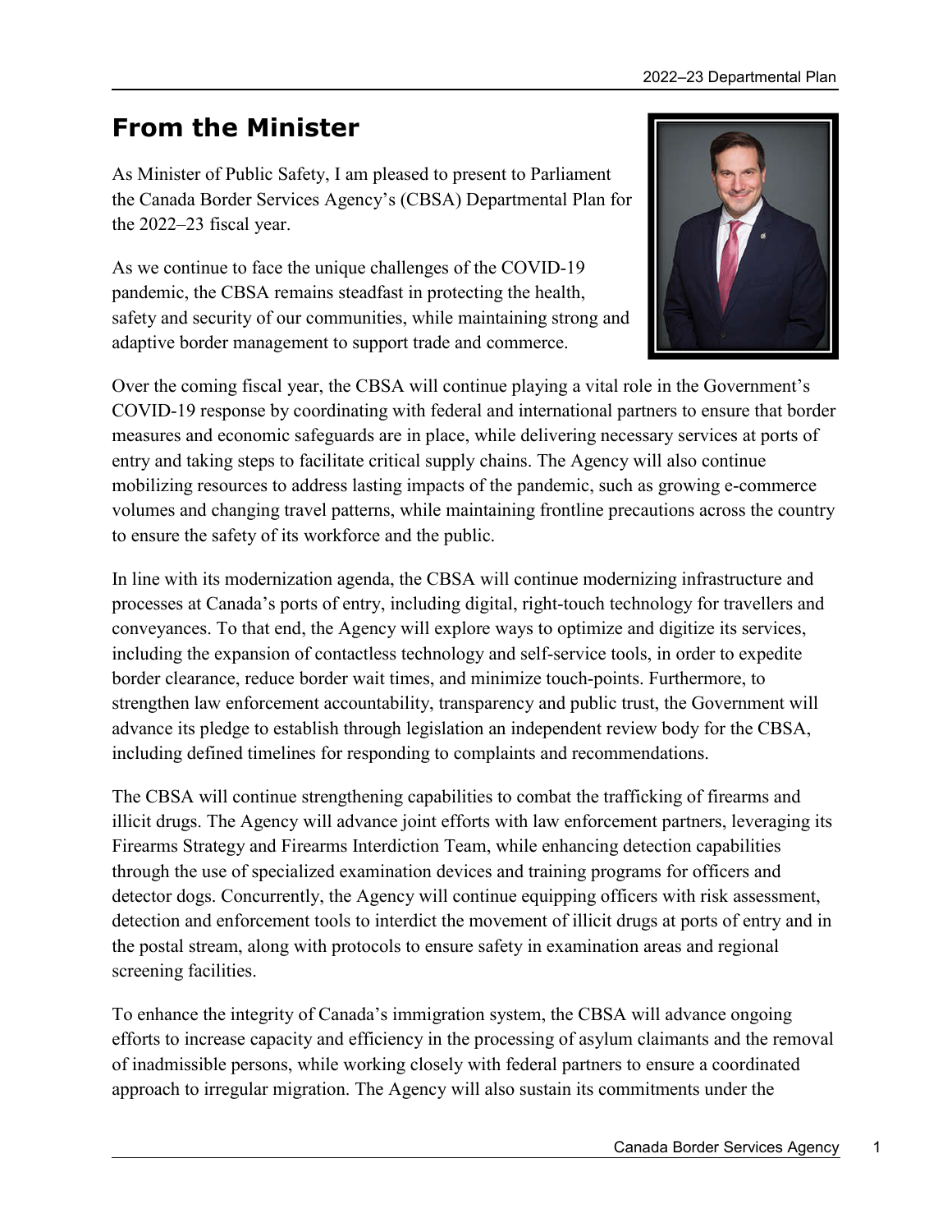# From the Minister

As Minister of Public Safety, I am pleased to present to Parliament the Canada Border Services Agency's (CBSA) Departmental Plan for the 2022–23 fiscal year.

As we continue to face the unique challenges of the COVID-19 pandemic, the CBSA remains steadfast in protecting the health, safety and security of our communities, while maintaining strong and adaptive border management to support trade and commerce.

Over the coming fiscal year, the CBSA will continue playing a vital role in the Government's COVID-19 response by coordinating with federal and international partners to ensure that border measures and economic safeguards are in place, while delivering necessary services at ports of entry and taking steps to facilitate critical supply chains. The Agency will also continue mobilizing resources to address lasting impacts of the pandemic, such as growing e-commerce volumes and changing travel patterns, while maintaining frontline precautions across the country to ensure the safety of its workforce and the public.

In line with its modernization agenda, the CBSA will continue modernizing infrastructure and processes at Canada's ports of entry, including digital, right-touch technology for travellers and conveyances. To that end, the Agency will explore ways to optimize and digitize its services, including the expansion of contactless technology and self-service tools, in order to expedite border clearance, reduce border wait times, and minimize touch-points. Furthermore, to strengthen law enforcement accountability, transparency and public trust, the Government will advance its pledge to establish through legislation an independent review body for the CBSA, including defined timelines for responding to complaints and recommendations.

The CBSA will continue strengthening capabilities to combat the trafficking of firearms and illicit drugs. The Agency will advance joint efforts with law enforcement partners, leveraging its Firearms Strategy and Firearms Interdiction Team, while enhancing detection capabilities through the use of specialized examination devices and training programs for officers and detector dogs. Concurrently, the Agency will continue equipping officers with risk assessment, detection and enforcement tools to interdict the movement of illicit drugs at ports of entry and in the postal stream, along with protocols to ensure safety in examination areas and regional screening facilities.

To enhance the integrity of Canada's immigration system, the CBSA will advance ongoing efforts to increase capacity and efficiency in the processing of asylum claimants and the removal of inadmissible persons, while working closely with federal partners to ensure a coordinated approach to irregular migration. The Agency will also sustain its commitments under the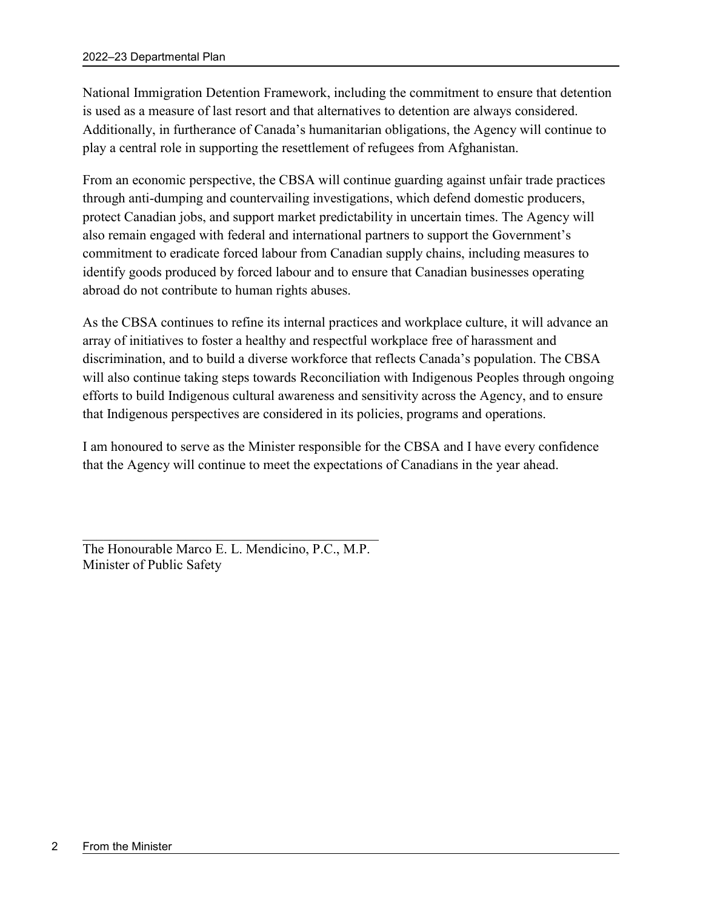National Immigration Detention Framework, including the commitment to ensure that detention is used as a measure of last resort and that alternatives to detention are always considered. Additionally, in furtherance of Canada's humanitarian obligations, the Agency will continue to play a central role in supporting the resettlement of refugees from Afghanistan.

From an economic perspective, the CBSA will continue guarding against unfair trade practices through anti-dumping and countervailing investigations, which defend domestic producers, protect Canadian jobs, and support market predictability in uncertain times. The Agency will also remain engaged with federal and international partners to support the Government's commitment to eradicate forced labour from Canadian supply chains, including measures to identify goods produced by forced labour and to ensure that Canadian businesses operating abroad do not contribute to human rights abuses.

As the CBSA continues to refine its internal practices and workplace culture, it will advance an array of initiatives to foster a healthy and respectful workplace free of harassment and discrimination, and to build a diverse workforce that reflects Canada's population. The CBSA will also continue taking steps towards Reconciliation with Indigenous Peoples through ongoing efforts to build Indigenous cultural awareness and sensitivity across the Agency, and to ensure that Indigenous perspectives are considered in its policies, programs and operations.

I am honoured to serve as the Minister responsible for the CBSA and I have every confidence that the Agency will continue to meet the expectations of Canadians in the year ahead.

The Honourable Marco E. L. Mendicino, P.C., M.P.
Minister of Public Safety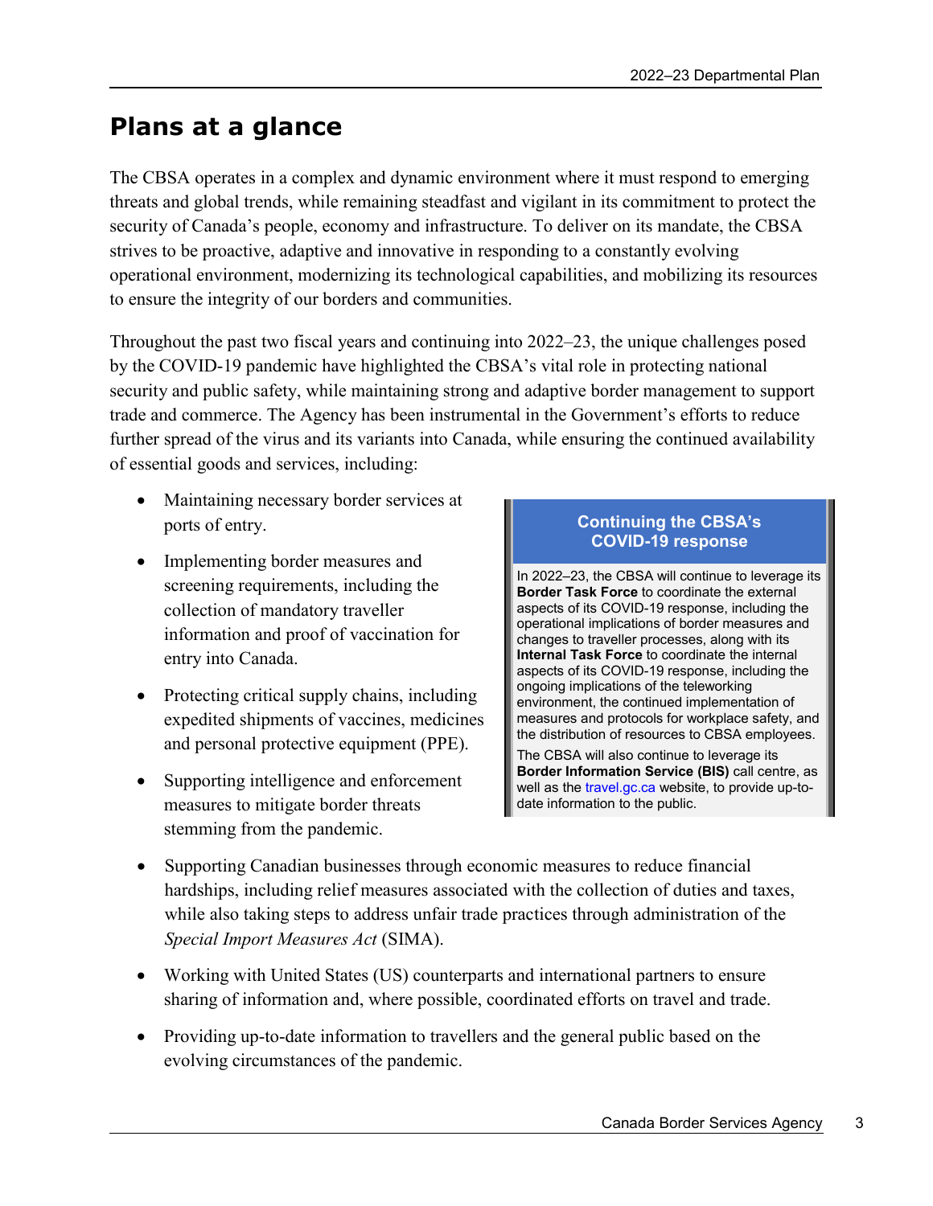# Plans at a glance

The CBSA operates in a complex and dynamic environment where it must respond to emerging threats and global trends, while remaining steadfast and vigilant in its commitment to protect the security of Canada's people, economy and infrastructure. To deliver on its mandate, the CBSA strives to be proactive, adaptive and innovative in responding to a constantly evolving operational environment, modernizing its technological capabilities, and mobilizing its resources to ensure the integrity of our borders and communities.

Throughout the past two fiscal years and continuing into 2022–23, the unique challenges posed by the COVID-19 pandemic have highlighted the CBSA's vital role in protecting national security and public safety, while maintaining strong and adaptive border management to support trade and commerce. The Agency has been instrumental in the Government's efforts to reduce further spread of the virus and its variants into Canada, while ensuring the continued availability of essential goods and services, including:

- Maintaining necessary border services at ports of entry.
- Implementing border measures and screening requirements, including the collection of mandatory traveller information and proof of vaccination for entry into Canada.
- Protecting critical supply chains, including expedited shipments of vaccines, medicines and personal protective equipment (PPE).
- Supporting intelligence and enforcement measures to mitigate border threats stemming from the pandemic.
- Supporting Canadian businesses through economic measures to reduce financial hardships, including relief measures associated with the collection of duties and taxes, while also taking steps to address unfair trade practices through administration of the *Special Import Measures Act* (SIMA).
- Working with United States (US) counterparts and international partners to ensure sharing of information and, where possible, coordinated efforts on travel and trade.
- Providing up-to-date information to travellers and the general public based on the evolving circumstances of the pandemic.

> **Continuing the CBSA's COVID-19 response**
>
> In 2022–23, the CBSA will continue to leverage its **Border Task Force** to coordinate the external aspects of its COVID-19 response, including the operational implications of border measures and changes to traveller processes, along with its **Internal Task Force** to coordinate the internal aspects of its COVID-19 response, including the ongoing implications of the teleworking environment, the continued implementation of measures and protocols for workplace safety, and the distribution of resources to CBSA employees.
>
> The CBSA will also continue to leverage its **Border Information Service (BIS)** call centre, as well as the travel.gc.ca website, to provide up-to-date information to the public.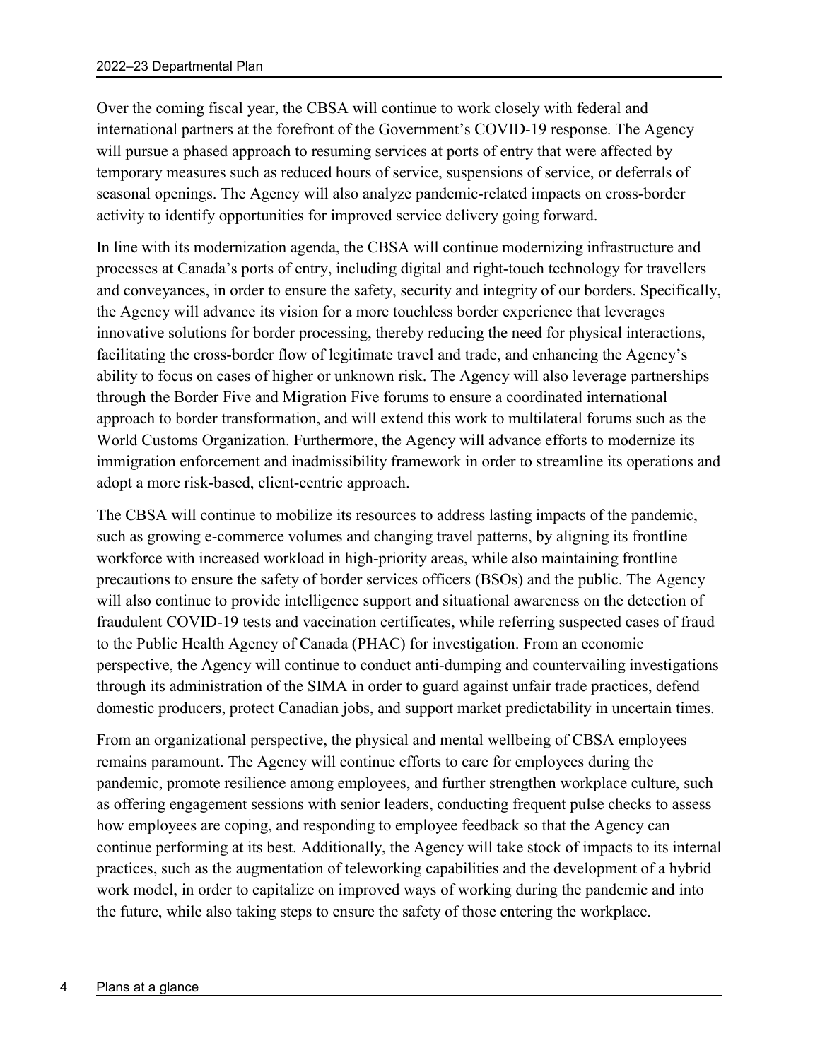Over the coming fiscal year, the CBSA will continue to work closely with federal and international partners at the forefront of the Government's COVID-19 response. The Agency will pursue a phased approach to resuming services at ports of entry that were affected by temporary measures such as reduced hours of service, suspensions of service, or deferrals of seasonal openings. The Agency will also analyze pandemic-related impacts on cross-border activity to identify opportunities for improved service delivery going forward.

In line with its modernization agenda, the CBSA will continue modernizing infrastructure and processes at Canada's ports of entry, including digital and right-touch technology for travellers and conveyances, in order to ensure the safety, security and integrity of our borders. Specifically, the Agency will advance its vision for a more touchless border experience that leverages innovative solutions for border processing, thereby reducing the need for physical interactions, facilitating the cross-border flow of legitimate travel and trade, and enhancing the Agency's ability to focus on cases of higher or unknown risk. The Agency will also leverage partnerships through the Border Five and Migration Five forums to ensure a coordinated international approach to border transformation, and will extend this work to multilateral forums such as the World Customs Organization. Furthermore, the Agency will advance efforts to modernize its immigration enforcement and inadmissibility framework in order to streamline its operations and adopt a more risk-based, client-centric approach.

The CBSA will continue to mobilize its resources to address lasting impacts of the pandemic, such as growing e-commerce volumes and changing travel patterns, by aligning its frontline workforce with increased workload in high-priority areas, while also maintaining frontline precautions to ensure the safety of border services officers (BSOs) and the public. The Agency will also continue to provide intelligence support and situational awareness on the detection of fraudulent COVID-19 tests and vaccination certificates, while referring suspected cases of fraud to the Public Health Agency of Canada (PHAC) for investigation. From an economic perspective, the Agency will continue to conduct anti-dumping and countervailing investigations through its administration of the SIMA in order to guard against unfair trade practices, defend domestic producers, protect Canadian jobs, and support market predictability in uncertain times.

From an organizational perspective, the physical and mental wellbeing of CBSA employees remains paramount. The Agency will continue efforts to care for employees during the pandemic, promote resilience among employees, and further strengthen workplace culture, such as offering engagement sessions with senior leaders, conducting frequent pulse checks to assess how employees are coping, and responding to employee feedback so that the Agency can continue performing at its best. Additionally, the Agency will take stock of impacts to its internal practices, such as the augmentation of teleworking capabilities and the development of a hybrid work model, in order to capitalize on improved ways of working during the pandemic and into the future, while also taking steps to ensure the safety of those entering the workplace.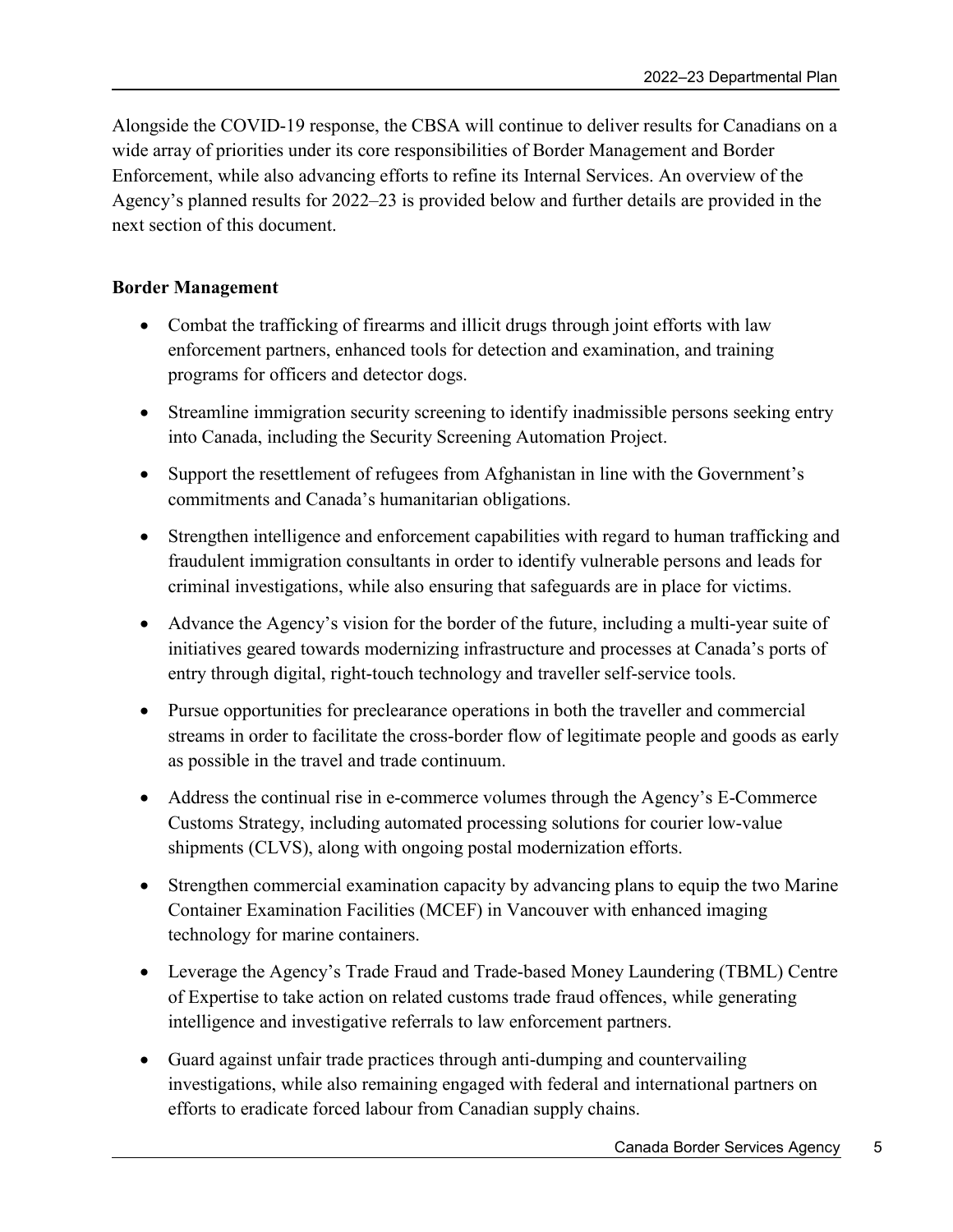Alongside the COVID-19 response, the CBSA will continue to deliver results for Canadians on a wide array of priorities under its core responsibilities of Border Management and Border Enforcement, while also advancing efforts to refine its Internal Services. An overview of the Agency's planned results for 2022–23 is provided below and further details are provided in the next section of this document.

**Border Management**

- Combat the trafficking of firearms and illicit drugs through joint efforts with law enforcement partners, enhanced tools for detection and examination, and training programs for officers and detector dogs.
- Streamline immigration security screening to identify inadmissible persons seeking entry into Canada, including the Security Screening Automation Project.
- Support the resettlement of refugees from Afghanistan in line with the Government's commitments and Canada's humanitarian obligations.
- Strengthen intelligence and enforcement capabilities with regard to human trafficking and fraudulent immigration consultants in order to identify vulnerable persons and leads for criminal investigations, while also ensuring that safeguards are in place for victims.
- Advance the Agency's vision for the border of the future, including a multi-year suite of initiatives geared towards modernizing infrastructure and processes at Canada's ports of entry through digital, right-touch technology and traveller self-service tools.
- Pursue opportunities for preclearance operations in both the traveller and commercial streams in order to facilitate the cross-border flow of legitimate people and goods as early as possible in the travel and trade continuum.
- Address the continual rise in e-commerce volumes through the Agency's E-Commerce Customs Strategy, including automated processing solutions for courier low-value shipments (CLVS), along with ongoing postal modernization efforts.
- Strengthen commercial examination capacity by advancing plans to equip the two Marine Container Examination Facilities (MCEF) in Vancouver with enhanced imaging technology for marine containers.
- Leverage the Agency's Trade Fraud and Trade-based Money Laundering (TBML) Centre of Expertise to take action on related customs trade fraud offences, while generating intelligence and investigative referrals to law enforcement partners.
- Guard against unfair trade practices through anti-dumping and countervailing investigations, while also remaining engaged with federal and international partners on efforts to eradicate forced labour from Canadian supply chains.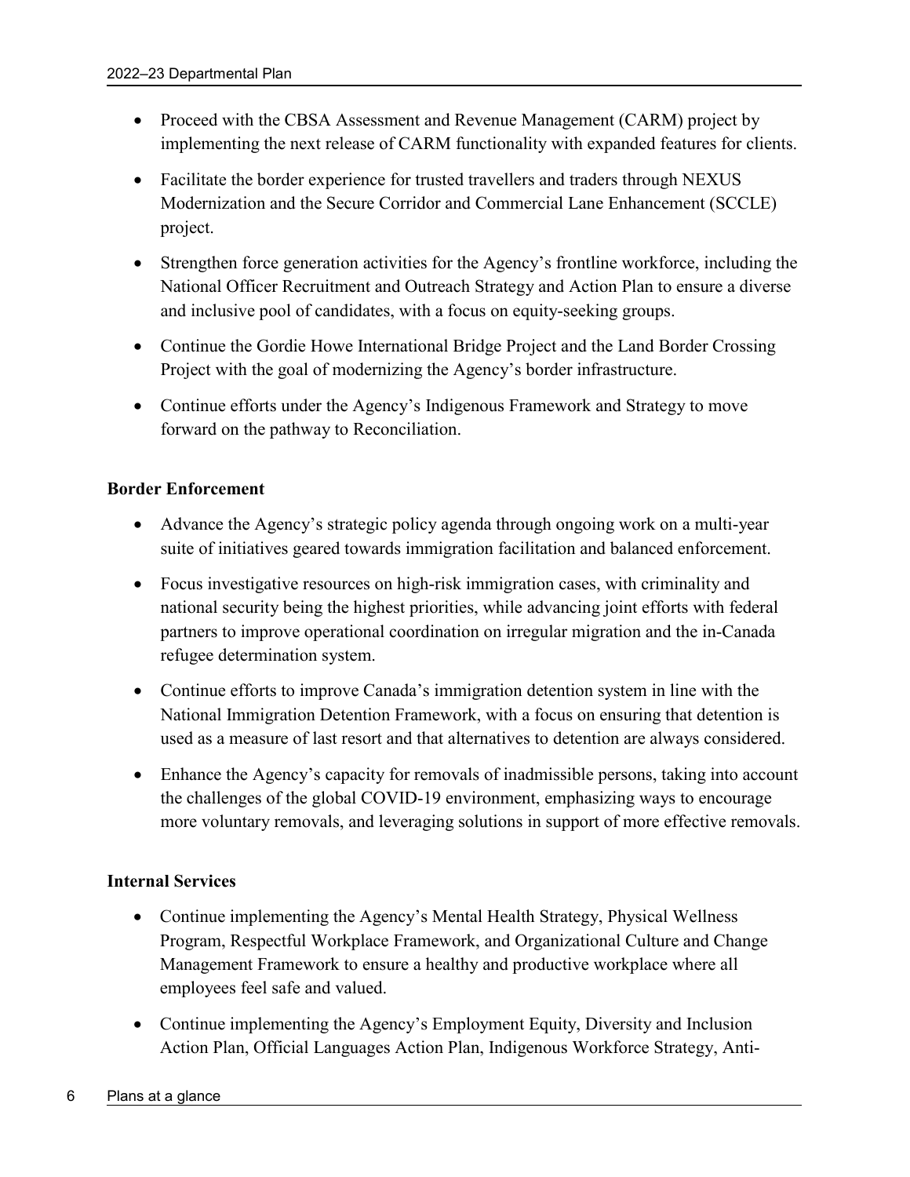- Proceed with the CBSA Assessment and Revenue Management (CARM) project by implementing the next release of CARM functionality with expanded features for clients.
- Facilitate the border experience for trusted travellers and traders through NEXUS Modernization and the Secure Corridor and Commercial Lane Enhancement (SCCLE) project.
- Strengthen force generation activities for the Agency's frontline workforce, including the National Officer Recruitment and Outreach Strategy and Action Plan to ensure a diverse and inclusive pool of candidates, with a focus on equity-seeking groups.
- Continue the Gordie Howe International Bridge Project and the Land Border Crossing Project with the goal of modernizing the Agency's border infrastructure.
- Continue efforts under the Agency's Indigenous Framework and Strategy to move forward on the pathway to Reconciliation.

**Border Enforcement**

- Advance the Agency's strategic policy agenda through ongoing work on a multi-year suite of initiatives geared towards immigration facilitation and balanced enforcement.
- Focus investigative resources on high-risk immigration cases, with criminality and national security being the highest priorities, while advancing joint efforts with federal partners to improve operational coordination on irregular migration and the in-Canada refugee determination system.
- Continue efforts to improve Canada's immigration detention system in line with the National Immigration Detention Framework, with a focus on ensuring that detention is used as a measure of last resort and that alternatives to detention are always considered.
- Enhance the Agency's capacity for removals of inadmissible persons, taking into account the challenges of the global COVID-19 environment, emphasizing ways to encourage more voluntary removals, and leveraging solutions in support of more effective removals.

**Internal Services**

- Continue implementing the Agency's Mental Health Strategy, Physical Wellness Program, Respectful Workplace Framework, and Organizational Culture and Change Management Framework to ensure a healthy and productive workplace where all employees feel safe and valued.
- Continue implementing the Agency's Employment Equity, Diversity and Inclusion Action Plan, Official Languages Action Plan, Indigenous Workforce Strategy, Anti-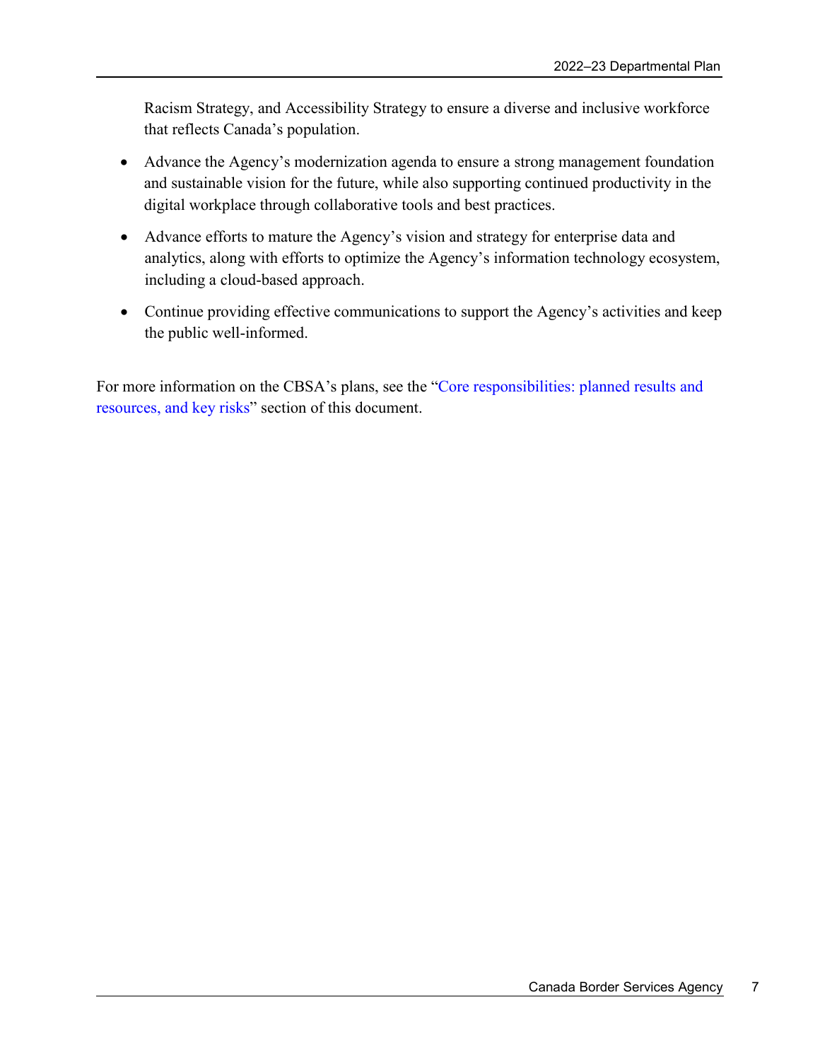Racism Strategy, and Accessibility Strategy to ensure a diverse and inclusive workforce that reflects Canada's population.

- Advance the Agency's modernization agenda to ensure a strong management foundation and sustainable vision for the future, while also supporting continued productivity in the digital workplace through collaborative tools and best practices.
- Advance efforts to mature the Agency's vision and strategy for enterprise data and analytics, along with efforts to optimize the Agency's information technology ecosystem, including a cloud-based approach.
- Continue providing effective communications to support the Agency's activities and keep the public well-informed.

For more information on the CBSA's plans, see the "Core responsibilities: planned results and resources, and key risks" section of this document.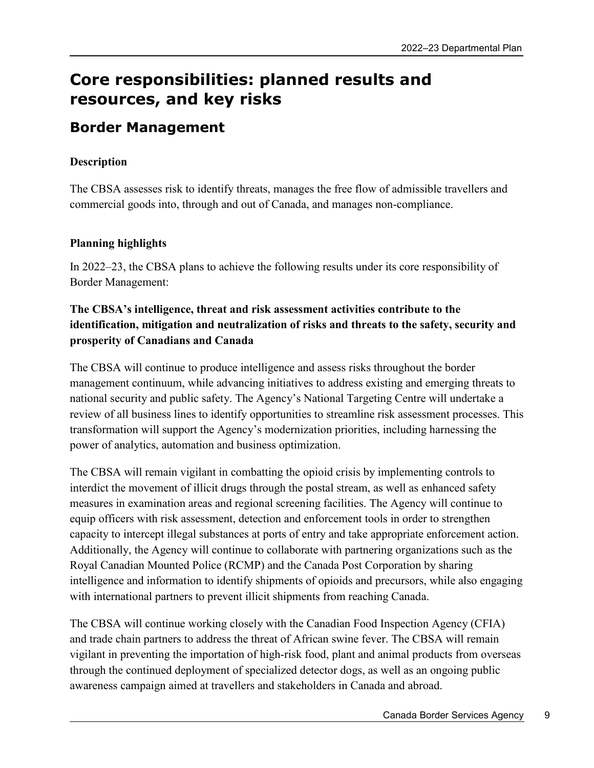# Core responsibilities: planned results and resources, and key risks

## Border Management

**Description**

The CBSA assesses risk to identify threats, manages the free flow of admissible travellers and commercial goods into, through and out of Canada, and manages non-compliance.

**Planning highlights**

In 2022–23, the CBSA plans to achieve the following results under its core responsibility of Border Management:

**The CBSA's intelligence, threat and risk assessment activities contribute to the identification, mitigation and neutralization of risks and threats to the safety, security and prosperity of Canadians and Canada**

The CBSA will continue to produce intelligence and assess risks throughout the border management continuum, while advancing initiatives to address existing and emerging threats to national security and public safety. The Agency's National Targeting Centre will undertake a review of all business lines to identify opportunities to streamline risk assessment processes. This transformation will support the Agency's modernization priorities, including harnessing the power of analytics, automation and business optimization.

The CBSA will remain vigilant in combatting the opioid crisis by implementing controls to interdict the movement of illicit drugs through the postal stream, as well as enhanced safety measures in examination areas and regional screening facilities. The Agency will continue to equip officers with risk assessment, detection and enforcement tools in order to strengthen capacity to intercept illegal substances at ports of entry and take appropriate enforcement action. Additionally, the Agency will continue to collaborate with partnering organizations such as the Royal Canadian Mounted Police (RCMP) and the Canada Post Corporation by sharing intelligence and information to identify shipments of opioids and precursors, while also engaging with international partners to prevent illicit shipments from reaching Canada.

The CBSA will continue working closely with the Canadian Food Inspection Agency (CFIA) and trade chain partners to address the threat of African swine fever. The CBSA will remain vigilant in preventing the importation of high-risk food, plant and animal products from overseas through the continued deployment of specialized detector dogs, as well as an ongoing public awareness campaign aimed at travellers and stakeholders in Canada and abroad.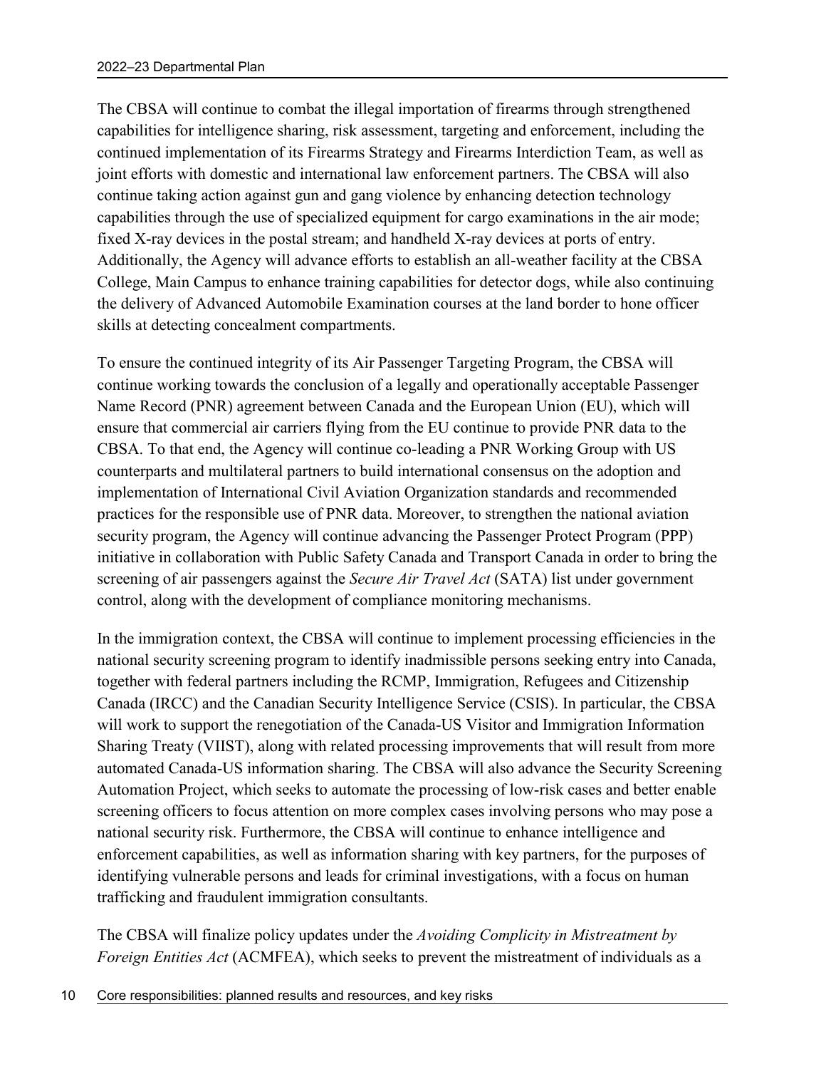The CBSA will continue to combat the illegal importation of firearms through strengthened capabilities for intelligence sharing, risk assessment, targeting and enforcement, including the continued implementation of its Firearms Strategy and Firearms Interdiction Team, as well as joint efforts with domestic and international law enforcement partners. The CBSA will also continue taking action against gun and gang violence by enhancing detection technology capabilities through the use of specialized equipment for cargo examinations in the air mode; fixed X-ray devices in the postal stream; and handheld X-ray devices at ports of entry. Additionally, the Agency will advance efforts to establish an all-weather facility at the CBSA College, Main Campus to enhance training capabilities for detector dogs, while also continuing the delivery of Advanced Automobile Examination courses at the land border to hone officer skills at detecting concealment compartments.

To ensure the continued integrity of its Air Passenger Targeting Program, the CBSA will continue working towards the conclusion of a legally and operationally acceptable Passenger Name Record (PNR) agreement between Canada and the European Union (EU), which will ensure that commercial air carriers flying from the EU continue to provide PNR data to the CBSA. To that end, the Agency will continue co-leading a PNR Working Group with US counterparts and multilateral partners to build international consensus on the adoption and implementation of International Civil Aviation Organization standards and recommended practices for the responsible use of PNR data. Moreover, to strengthen the national aviation security program, the Agency will continue advancing the Passenger Protect Program (PPP) initiative in collaboration with Public Safety Canada and Transport Canada in order to bring the screening of air passengers against the *Secure Air Travel Act* (SATA) list under government control, along with the development of compliance monitoring mechanisms.

In the immigration context, the CBSA will continue to implement processing efficiencies in the national security screening program to identify inadmissible persons seeking entry into Canada, together with federal partners including the RCMP, Immigration, Refugees and Citizenship Canada (IRCC) and the Canadian Security Intelligence Service (CSIS). In particular, the CBSA will work to support the renegotiation of the Canada-US Visitor and Immigration Information Sharing Treaty (VIIST), along with related processing improvements that will result from more automated Canada-US information sharing. The CBSA will also advance the Security Screening Automation Project, which seeks to automate the processing of low-risk cases and better enable screening officers to focus attention on more complex cases involving persons who may pose a national security risk. Furthermore, the CBSA will continue to enhance intelligence and enforcement capabilities, as well as information sharing with key partners, for the purposes of identifying vulnerable persons and leads for criminal investigations, with a focus on human trafficking and fraudulent immigration consultants.

The CBSA will finalize policy updates under the *Avoiding Complicity in Mistreatment by Foreign Entities Act* (ACMFEA), which seeks to prevent the mistreatment of individuals as a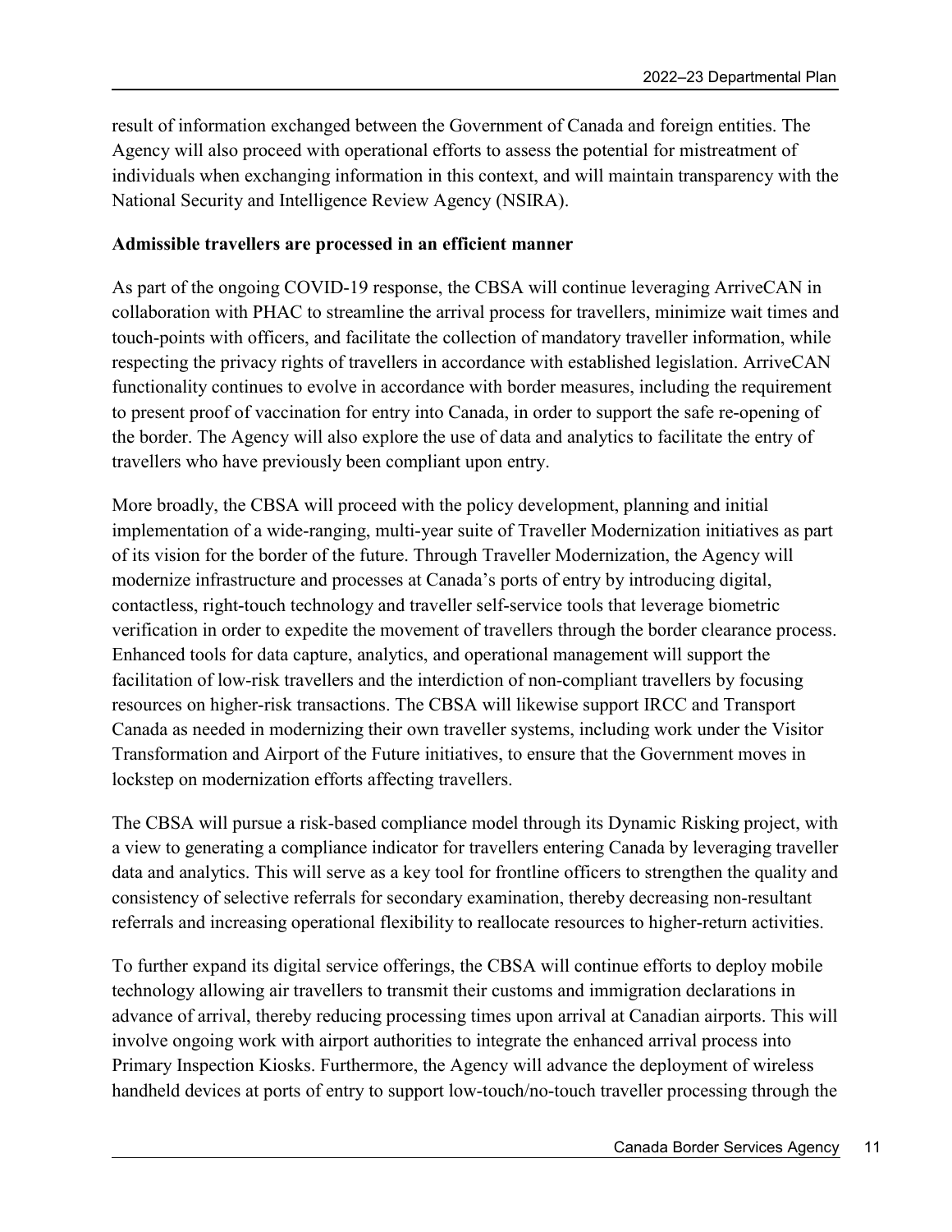result of information exchanged between the Government of Canada and foreign entities. The Agency will also proceed with operational efforts to assess the potential for mistreatment of individuals when exchanging information in this context, and will maintain transparency with the National Security and Intelligence Review Agency (NSIRA).

**Admissible travellers are processed in an efficient manner**

As part of the ongoing COVID-19 response, the CBSA will continue leveraging ArriveCAN in collaboration with PHAC to streamline the arrival process for travellers, minimize wait times and touch-points with officers, and facilitate the collection of mandatory traveller information, while respecting the privacy rights of travellers in accordance with established legislation. ArriveCAN functionality continues to evolve in accordance with border measures, including the requirement to present proof of vaccination for entry into Canada, in order to support the safe re-opening of the border. The Agency will also explore the use of data and analytics to facilitate the entry of travellers who have previously been compliant upon entry.

More broadly, the CBSA will proceed with the policy development, planning and initial implementation of a wide-ranging, multi-year suite of Traveller Modernization initiatives as part of its vision for the border of the future. Through Traveller Modernization, the Agency will modernize infrastructure and processes at Canada's ports of entry by introducing digital, contactless, right-touch technology and traveller self-service tools that leverage biometric verification in order to expedite the movement of travellers through the border clearance process. Enhanced tools for data capture, analytics, and operational management will support the facilitation of low-risk travellers and the interdiction of non-compliant travellers by focusing resources on higher-risk transactions. The CBSA will likewise support IRCC and Transport Canada as needed in modernizing their own traveller systems, including work under the Visitor Transformation and Airport of the Future initiatives, to ensure that the Government moves in lockstep on modernization efforts affecting travellers.

The CBSA will pursue a risk-based compliance model through its Dynamic Risking project, with a view to generating a compliance indicator for travellers entering Canada by leveraging traveller data and analytics. This will serve as a key tool for frontline officers to strengthen the quality and consistency of selective referrals for secondary examination, thereby decreasing non-resultant referrals and increasing operational flexibility to reallocate resources to higher-return activities.

To further expand its digital service offerings, the CBSA will continue efforts to deploy mobile technology allowing air travellers to transmit their customs and immigration declarations in advance of arrival, thereby reducing processing times upon arrival at Canadian airports. This will involve ongoing work with airport authorities to integrate the enhanced arrival process into Primary Inspection Kiosks. Furthermore, the Agency will advance the deployment of wireless handheld devices at ports of entry to support low-touch/no-touch traveller processing through the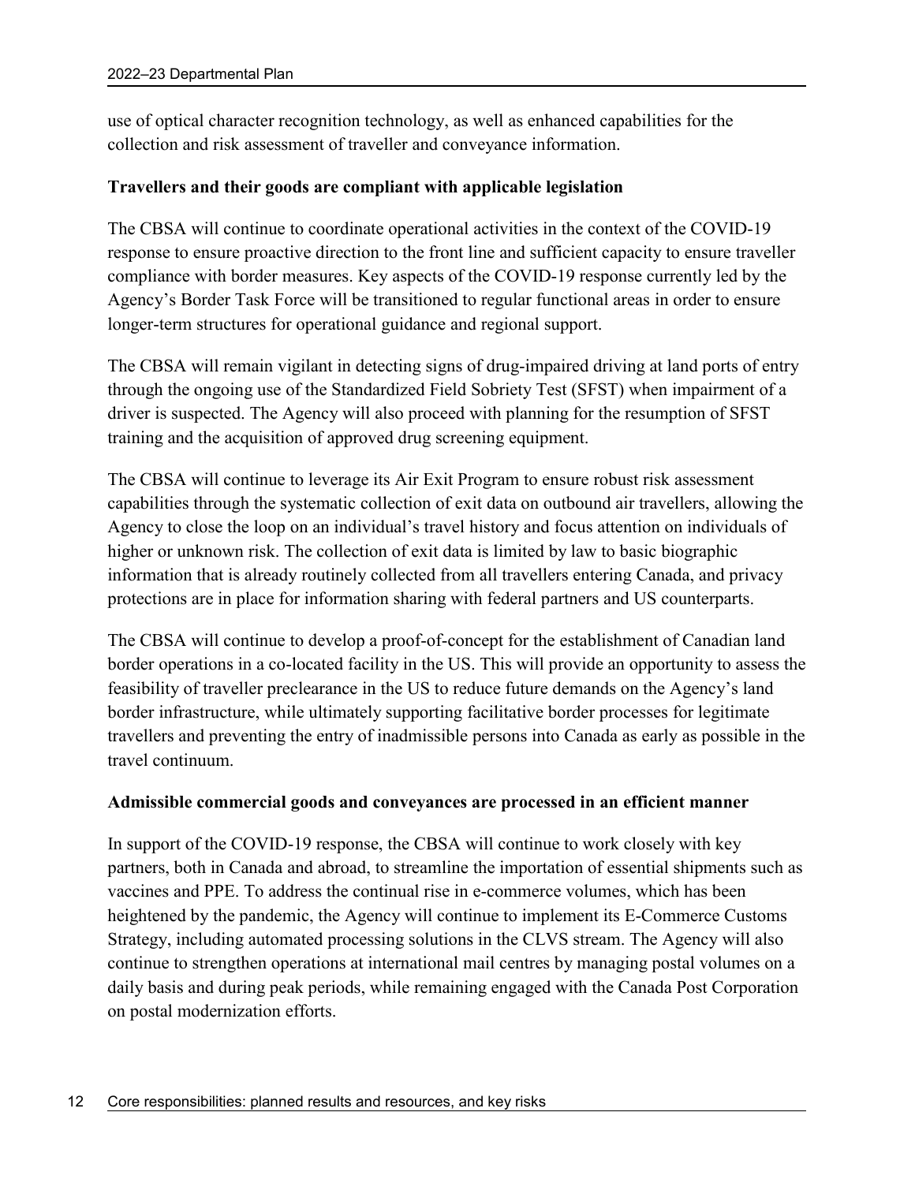use of optical character recognition technology, as well as enhanced capabilities for the collection and risk assessment of traveller and conveyance information.

**Travellers and their goods are compliant with applicable legislation**

The CBSA will continue to coordinate operational activities in the context of the COVID-19 response to ensure proactive direction to the front line and sufficient capacity to ensure traveller compliance with border measures. Key aspects of the COVID-19 response currently led by the Agency's Border Task Force will be transitioned to regular functional areas in order to ensure longer-term structures for operational guidance and regional support.

The CBSA will remain vigilant in detecting signs of drug-impaired driving at land ports of entry through the ongoing use of the Standardized Field Sobriety Test (SFST) when impairment of a driver is suspected. The Agency will also proceed with planning for the resumption of SFST training and the acquisition of approved drug screening equipment.

The CBSA will continue to leverage its Air Exit Program to ensure robust risk assessment capabilities through the systematic collection of exit data on outbound air travellers, allowing the Agency to close the loop on an individual's travel history and focus attention on individuals of higher or unknown risk. The collection of exit data is limited by law to basic biographic information that is already routinely collected from all travellers entering Canada, and privacy protections are in place for information sharing with federal partners and US counterparts.

The CBSA will continue to develop a proof-of-concept for the establishment of Canadian land border operations in a co-located facility in the US. This will provide an opportunity to assess the feasibility of traveller preclearance in the US to reduce future demands on the Agency's land border infrastructure, while ultimately supporting facilitative border processes for legitimate travellers and preventing the entry of inadmissible persons into Canada as early as possible in the travel continuum.

**Admissible commercial goods and conveyances are processed in an efficient manner**

In support of the COVID-19 response, the CBSA will continue to work closely with key partners, both in Canada and abroad, to streamline the importation of essential shipments such as vaccines and PPE. To address the continual rise in e-commerce volumes, which has been heightened by the pandemic, the Agency will continue to implement its E-Commerce Customs Strategy, including automated processing solutions in the CLVS stream. The Agency will also continue to strengthen operations at international mail centres by managing postal volumes on a daily basis and during peak periods, while remaining engaged with the Canada Post Corporation on postal modernization efforts.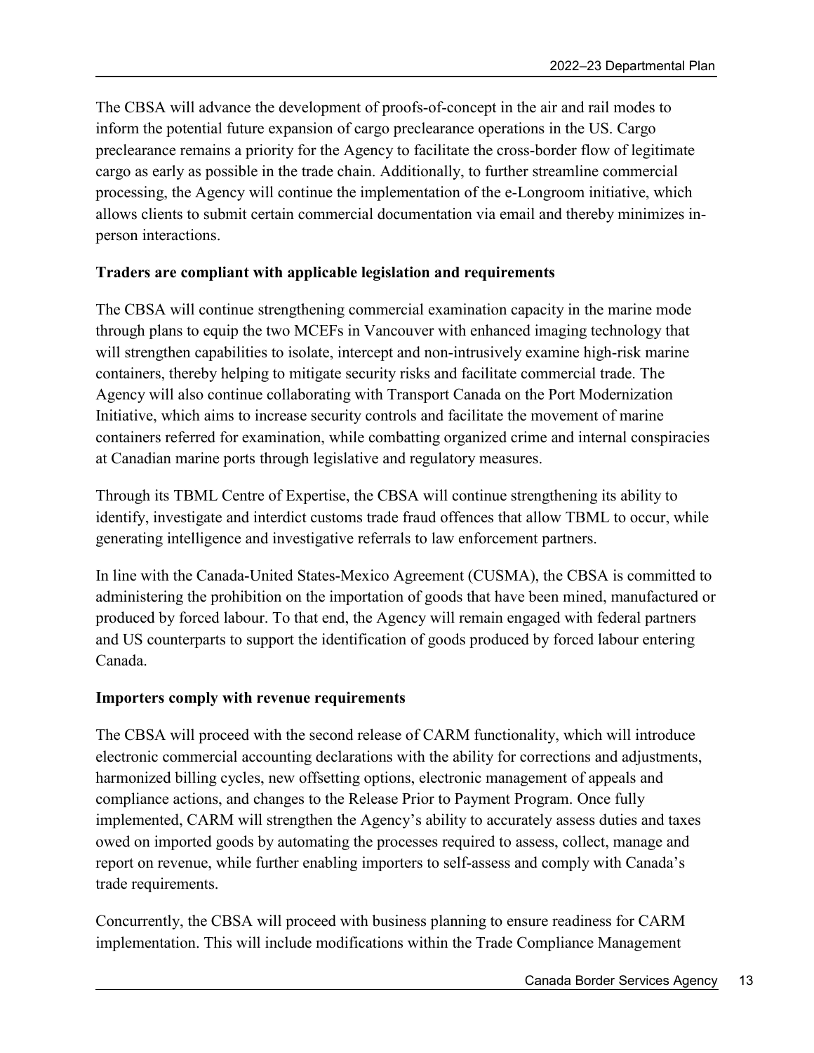The CBSA will advance the development of proofs-of-concept in the air and rail modes to inform the potential future expansion of cargo preclearance operations in the US. Cargo preclearance remains a priority for the Agency to facilitate the cross-border flow of legitimate cargo as early as possible in the trade chain. Additionally, to further streamline commercial processing, the Agency will continue the implementation of the e-Longroom initiative, which allows clients to submit certain commercial documentation via email and thereby minimizes in-person interactions.

### Traders are compliant with applicable legislation and requirements

The CBSA will continue strengthening commercial examination capacity in the marine mode through plans to equip the two MCEFs in Vancouver with enhanced imaging technology that will strengthen capabilities to isolate, intercept and non-intrusively examine high-risk marine containers, thereby helping to mitigate security risks and facilitate commercial trade. The Agency will also continue collaborating with Transport Canada on the Port Modernization Initiative, which aims to increase security controls and facilitate the movement of marine containers referred for examination, while combatting organized crime and internal conspiracies at Canadian marine ports through legislative and regulatory measures.

Through its TBML Centre of Expertise, the CBSA will continue strengthening its ability to identify, investigate and interdict customs trade fraud offences that allow TBML to occur, while generating intelligence and investigative referrals to law enforcement partners.

In line with the Canada-United States-Mexico Agreement (CUSMA), the CBSA is committed to administering the prohibition on the importation of goods that have been mined, manufactured or produced by forced labour. To that end, the Agency will remain engaged with federal partners and US counterparts to support the identification of goods produced by forced labour entering Canada.

### Importers comply with revenue requirements

The CBSA will proceed with the second release of CARM functionality, which will introduce electronic commercial accounting declarations with the ability for corrections and adjustments, harmonized billing cycles, new offsetting options, electronic management of appeals and compliance actions, and changes to the Release Prior to Payment Program. Once fully implemented, CARM will strengthen the Agency's ability to accurately assess duties and taxes owed on imported goods by automating the processes required to assess, collect, manage and report on revenue, while further enabling importers to self-assess and comply with Canada's trade requirements.

Concurrently, the CBSA will proceed with business planning to ensure readiness for CARM implementation. This will include modifications within the Trade Compliance Management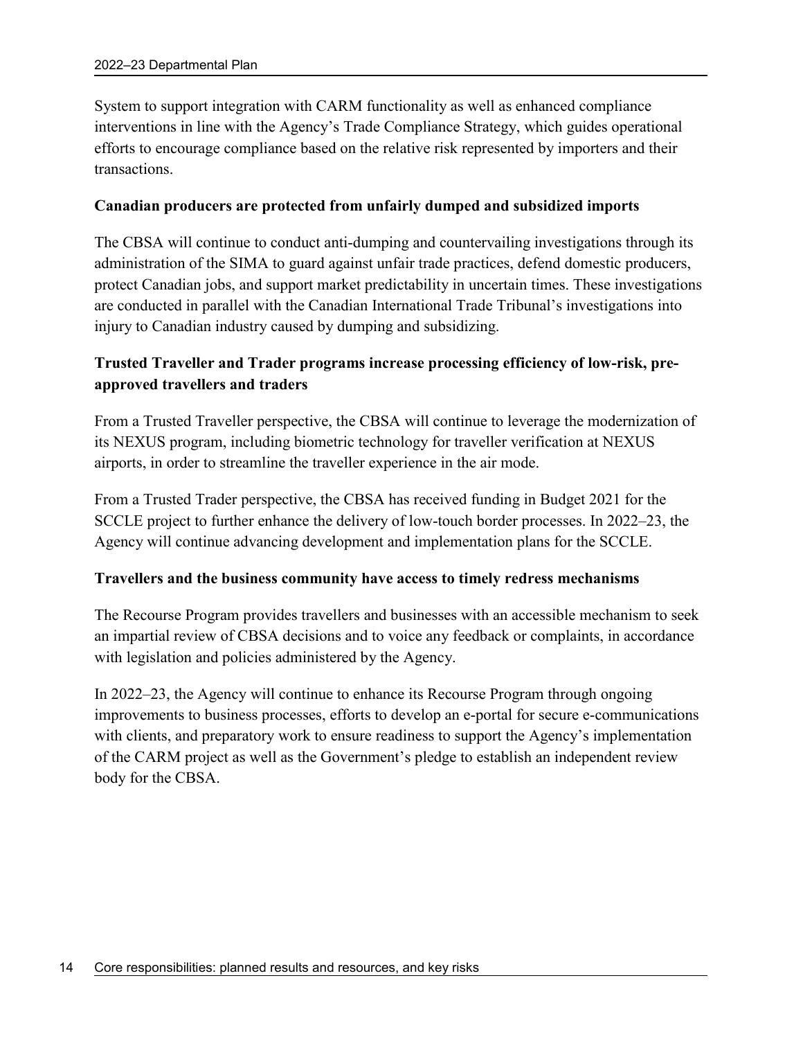System to support integration with CARM functionality as well as enhanced compliance interventions in line with the Agency's Trade Compliance Strategy, which guides operational efforts to encourage compliance based on the relative risk represented by importers and their transactions.

**Canadian producers are protected from unfairly dumped and subsidized imports**

The CBSA will continue to conduct anti-dumping and countervailing investigations through its administration of the SIMA to guard against unfair trade practices, defend domestic producers, protect Canadian jobs, and support market predictability in uncertain times. These investigations are conducted in parallel with the Canadian International Trade Tribunal's investigations into injury to Canadian industry caused by dumping and subsidizing.

**Trusted Traveller and Trader programs increase processing efficiency of low-risk, pre-approved travellers and traders**

From a Trusted Traveller perspective, the CBSA will continue to leverage the modernization of its NEXUS program, including biometric technology for traveller verification at NEXUS airports, in order to streamline the traveller experience in the air mode.

From a Trusted Trader perspective, the CBSA has received funding in Budget 2021 for the SCCLE project to further enhance the delivery of low-touch border processes. In 2022–23, the Agency will continue advancing development and implementation plans for the SCCLE.

**Travellers and the business community have access to timely redress mechanisms**

The Recourse Program provides travellers and businesses with an accessible mechanism to seek an impartial review of CBSA decisions and to voice any feedback or complaints, in accordance with legislation and policies administered by the Agency.

In 2022–23, the Agency will continue to enhance its Recourse Program through ongoing improvements to business processes, efforts to develop an e-portal for secure e-communications with clients, and preparatory work to ensure readiness to support the Agency's implementation of the CARM project as well as the Government's pledge to establish an independent review body for the CBSA.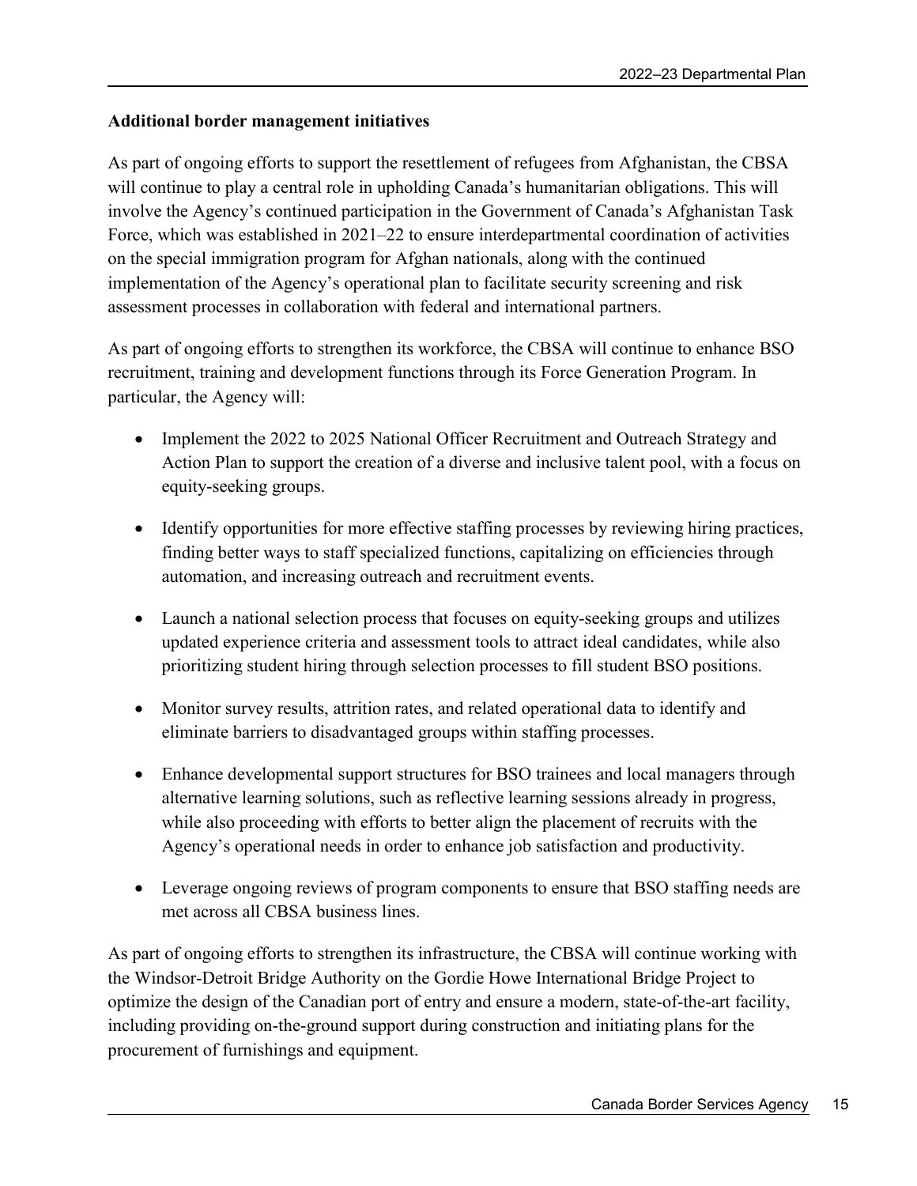**Additional border management initiatives**

As part of ongoing efforts to support the resettlement of refugees from Afghanistan, the CBSA will continue to play a central role in upholding Canada's humanitarian obligations. This will involve the Agency's continued participation in the Government of Canada's Afghanistan Task Force, which was established in 2021–22 to ensure interdepartmental coordination of activities on the special immigration program for Afghan nationals, along with the continued implementation of the Agency's operational plan to facilitate security screening and risk assessment processes in collaboration with federal and international partners.

As part of ongoing efforts to strengthen its workforce, the CBSA will continue to enhance BSO recruitment, training and development functions through its Force Generation Program. In particular, the Agency will:

- Implement the 2022 to 2025 National Officer Recruitment and Outreach Strategy and Action Plan to support the creation of a diverse and inclusive talent pool, with a focus on equity-seeking groups.
- Identify opportunities for more effective staffing processes by reviewing hiring practices, finding better ways to staff specialized functions, capitalizing on efficiencies through automation, and increasing outreach and recruitment events.
- Launch a national selection process that focuses on equity-seeking groups and utilizes updated experience criteria and assessment tools to attract ideal candidates, while also prioritizing student hiring through selection processes to fill student BSO positions.
- Monitor survey results, attrition rates, and related operational data to identify and eliminate barriers to disadvantaged groups within staffing processes.
- Enhance developmental support structures for BSO trainees and local managers through alternative learning solutions, such as reflective learning sessions already in progress, while also proceeding with efforts to better align the placement of recruits with the Agency's operational needs in order to enhance job satisfaction and productivity.
- Leverage ongoing reviews of program components to ensure that BSO staffing needs are met across all CBSA business lines.

As part of ongoing efforts to strengthen its infrastructure, the CBSA will continue working with the Windsor-Detroit Bridge Authority on the Gordie Howe International Bridge Project to optimize the design of the Canadian port of entry and ensure a modern, state-of-the-art facility, including providing on-the-ground support during construction and initiating plans for the procurement of furnishings and equipment.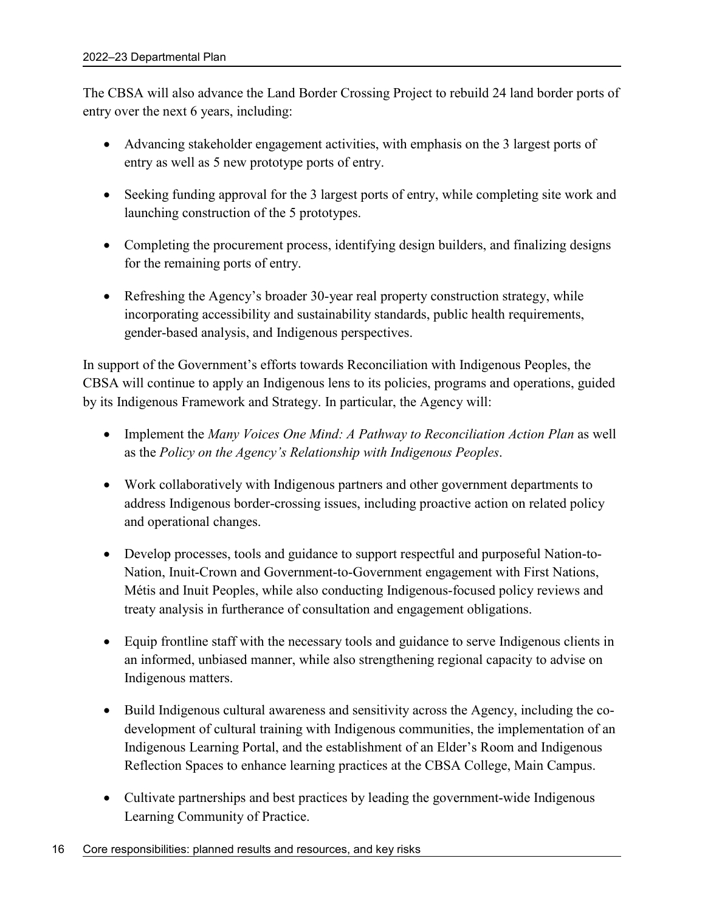The CBSA will also advance the Land Border Crossing Project to rebuild 24 land border ports of entry over the next 6 years, including:

- Advancing stakeholder engagement activities, with emphasis on the 3 largest ports of entry as well as 5 new prototype ports of entry.
- Seeking funding approval for the 3 largest ports of entry, while completing site work and launching construction of the 5 prototypes.
- Completing the procurement process, identifying design builders, and finalizing designs for the remaining ports of entry.
- Refreshing the Agency's broader 30-year real property construction strategy, while incorporating accessibility and sustainability standards, public health requirements, gender-based analysis, and Indigenous perspectives.

In support of the Government's efforts towards Reconciliation with Indigenous Peoples, the CBSA will continue to apply an Indigenous lens to its policies, programs and operations, guided by its Indigenous Framework and Strategy. In particular, the Agency will:

- Implement the *Many Voices One Mind: A Pathway to Reconciliation Action Plan* as well as the *Policy on the Agency's Relationship with Indigenous Peoples*.
- Work collaboratively with Indigenous partners and other government departments to address Indigenous border-crossing issues, including proactive action on related policy and operational changes.
- Develop processes, tools and guidance to support respectful and purposeful Nation-to-Nation, Inuit-Crown and Government-to-Government engagement with First Nations, Métis and Inuit Peoples, while also conducting Indigenous-focused policy reviews and treaty analysis in furtherance of consultation and engagement obligations.
- Equip frontline staff with the necessary tools and guidance to serve Indigenous clients in an informed, unbiased manner, while also strengthening regional capacity to advise on Indigenous matters.
- Build Indigenous cultural awareness and sensitivity across the Agency, including the co-development of cultural training with Indigenous communities, the implementation of an Indigenous Learning Portal, and the establishment of an Elder's Room and Indigenous Reflection Spaces to enhance learning practices at the CBSA College, Main Campus.
- Cultivate partnerships and best practices by leading the government-wide Indigenous Learning Community of Practice.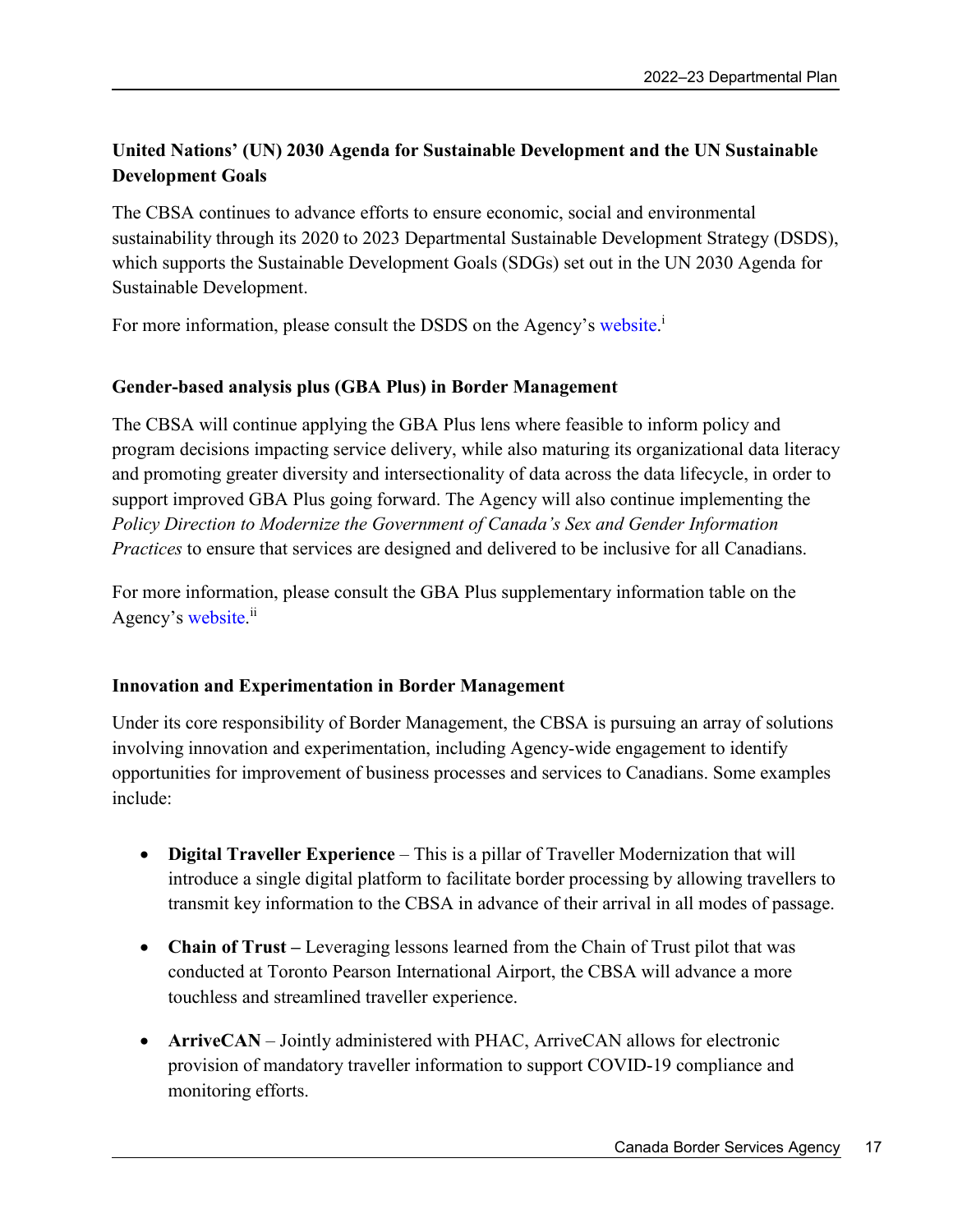### United Nations' (UN) 2030 Agenda for Sustainable Development and the UN Sustainable Development Goals

The CBSA continues to advance efforts to ensure economic, social and environmental sustainability through its 2020 to 2023 Departmental Sustainable Development Strategy (DSDS), which supports the Sustainable Development Goals (SDGs) set out in the UN 2030 Agenda for Sustainable Development.

For more information, please consult the DSDS on the Agency's website.[i]

### Gender-based analysis plus (GBA Plus) in Border Management

The CBSA will continue applying the GBA Plus lens where feasible to inform policy and program decisions impacting service delivery, while also maturing its organizational data literacy and promoting greater diversity and intersectionality of data across the data lifecycle, in order to support improved GBA Plus going forward. The Agency will also continue implementing the *Policy Direction to Modernize the Government of Canada's Sex and Gender Information Practices* to ensure that services are designed and delivered to be inclusive for all Canadians.

For more information, please consult the GBA Plus supplementary information table on the Agency's website.[ii]

### Innovation and Experimentation in Border Management

Under its core responsibility of Border Management, the CBSA is pursuing an array of solutions involving innovation and experimentation, including Agency-wide engagement to identify opportunities for improvement of business processes and services to Canadians. Some examples include:

- **Digital Traveller Experience** – This is a pillar of Traveller Modernization that will introduce a single digital platform to facilitate border processing by allowing travellers to transmit key information to the CBSA in advance of their arrival in all modes of passage.
- **Chain of Trust –** Leveraging lessons learned from the Chain of Trust pilot that was conducted at Toronto Pearson International Airport, the CBSA will advance a more touchless and streamlined traveller experience.
- **ArriveCAN** – Jointly administered with PHAC, ArriveCAN allows for electronic provision of mandatory traveller information to support COVID-19 compliance and monitoring efforts.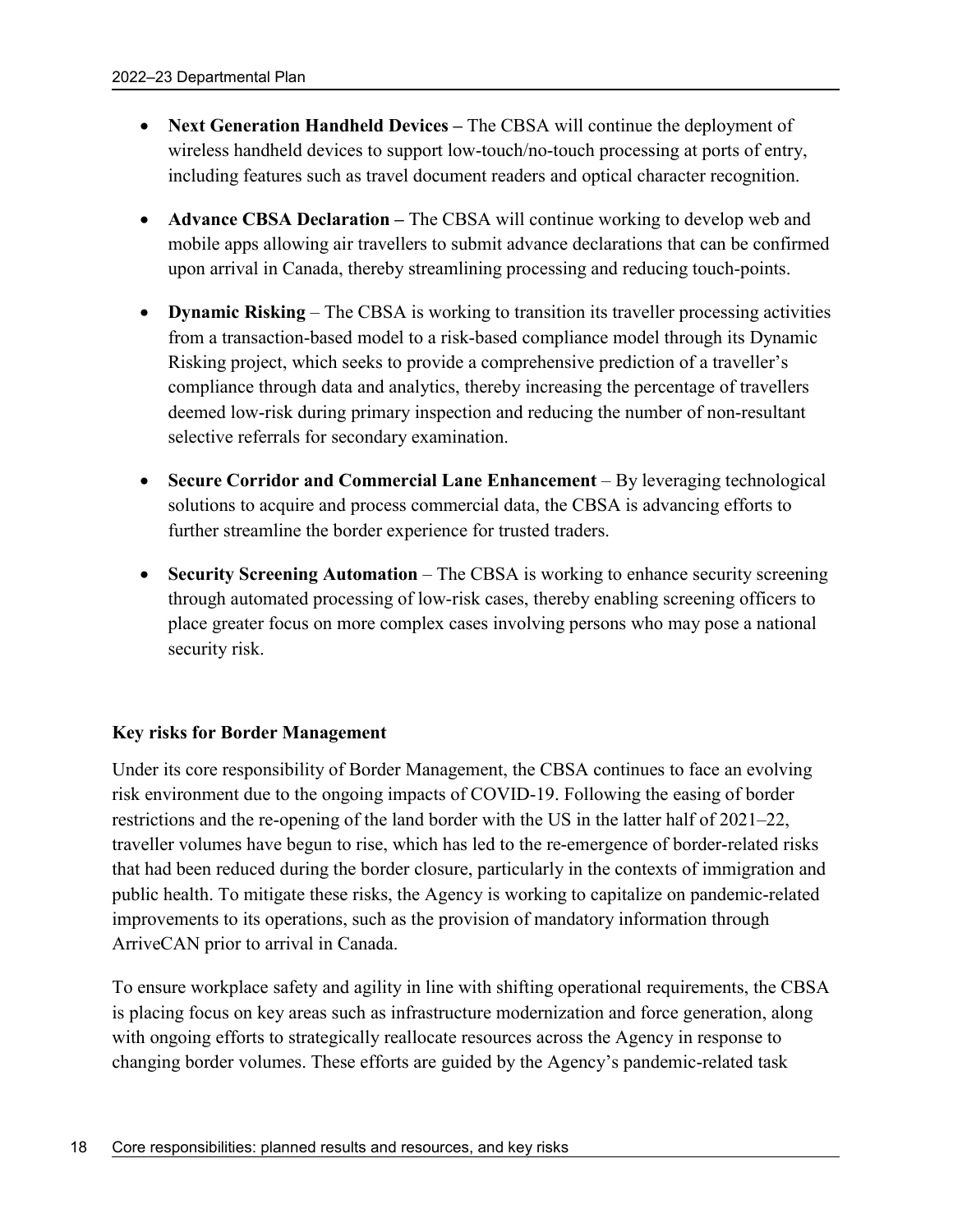- **Next Generation Handheld Devices –** The CBSA will continue the deployment of wireless handheld devices to support low-touch/no-touch processing at ports of entry, including features such as travel document readers and optical character recognition.

- **Advance CBSA Declaration –** The CBSA will continue working to develop web and mobile apps allowing air travellers to submit advance declarations that can be confirmed upon arrival in Canada, thereby streamlining processing and reducing touch-points.

- **Dynamic Risking** – The CBSA is working to transition its traveller processing activities from a transaction-based model to a risk-based compliance model through its Dynamic Risking project, which seeks to provide a comprehensive prediction of a traveller's compliance through data and analytics, thereby increasing the percentage of travellers deemed low-risk during primary inspection and reducing the number of non-resultant selective referrals for secondary examination.

- **Secure Corridor and Commercial Lane Enhancement** – By leveraging technological solutions to acquire and process commercial data, the CBSA is advancing efforts to further streamline the border experience for trusted traders.

- **Security Screening Automation** – The CBSA is working to enhance security screening through automated processing of low-risk cases, thereby enabling screening officers to place greater focus on more complex cases involving persons who may pose a national security risk.

### Key risks for Border Management

Under its core responsibility of Border Management, the CBSA continues to face an evolving risk environment due to the ongoing impacts of COVID-19. Following the easing of border restrictions and the re-opening of the land border with the US in the latter half of 2021–22, traveller volumes have begun to rise, which has led to the re-emergence of border-related risks that had been reduced during the border closure, particularly in the contexts of immigration and public health. To mitigate these risks, the Agency is working to capitalize on pandemic-related improvements to its operations, such as the provision of mandatory information through ArriveCAN prior to arrival in Canada.

To ensure workplace safety and agility in line with shifting operational requirements, the CBSA is placing focus on key areas such as infrastructure modernization and force generation, along with ongoing efforts to strategically reallocate resources across the Agency in response to changing border volumes. These efforts are guided by the Agency's pandemic-related task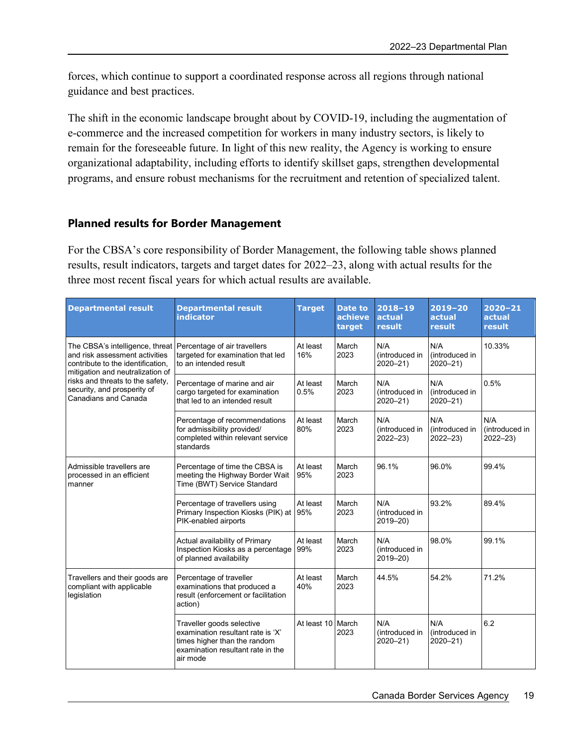forces, which continue to support a coordinated response across all regions through national guidance and best practices.

The shift in the economic landscape brought about by COVID-19, including the augmentation of e-commerce and the increased competition for workers in many industry sectors, is likely to remain for the foreseeable future. In light of this new reality, the Agency is working to ensure organizational adaptability, including efforts to identify skillset gaps, strengthen developmental programs, and ensure robust mechanisms for the recruitment and retention of specialized talent.

### Planned results for Border Management

For the CBSA's core responsibility of Border Management, the following table shows planned results, result indicators, targets and target dates for 2022–23, along with actual results for the three most recent fiscal years for which actual results are available.

| Departmental result | Departmental result indicator | Target | Date to achieve target | 2018–19 actual result | 2019–20 actual result | 2020–21 actual result |
|---|---|---|---|---|---|---|
| The CBSA's intelligence, threat and risk assessment activities contribute to the identification, mitigation and neutralization of risks and threats to the safety, security, and prosperity of Canadians and Canada | Percentage of air travellers targeted for examination that led to an intended result | At least 16% | March 2023 | N/A (introduced in 2020–21) | N/A (introduced in 2020–21) | 10.33% |
| | Percentage of marine and air cargo targeted for examination that led to an intended result | At least 0.5% | March 2023 | N/A (introduced in 2020–21) | N/A (introduced in 2020–21) | 0.5% |
| | Percentage of recommendations for admissibility provided/ completed within relevant service standards | At least 80% | March 2023 | N/A (introduced in 2022–23) | N/A (introduced in 2022–23) | N/A (introduced in 2022–23) |
| Admissible travellers are processed in an efficient manner | Percentage of time the CBSA is meeting the Highway Border Wait Time (BWT) Service Standard | At least 95% | March 2023 | 96.1% | 96.0% | 99.4% |
| | Percentage of travellers using Primary Inspection Kiosks (PIK) at PIK-enabled airports | At least 95% | March 2023 | N/A (introduced in 2019–20) | 93.2% | 89.4% |
| | Actual availability of Primary Inspection Kiosks as a percentage of planned availability | At least 99% | March 2023 | N/A (introduced in 2019–20) | 98.0% | 99.1% |
| Travellers and their goods are compliant with applicable legislation | Percentage of traveller examinations that produced a result (enforcement or facilitation action) | At least 40% | March 2023 | 44.5% | 54.2% | 71.2% |
| | Traveller goods selective examination resultant rate is 'X' times higher than the random examination resultant rate in the air mode | At least 10 | March 2023 | N/A (introduced in 2020–21) | N/A (introduced in 2020–21) | 6.2 |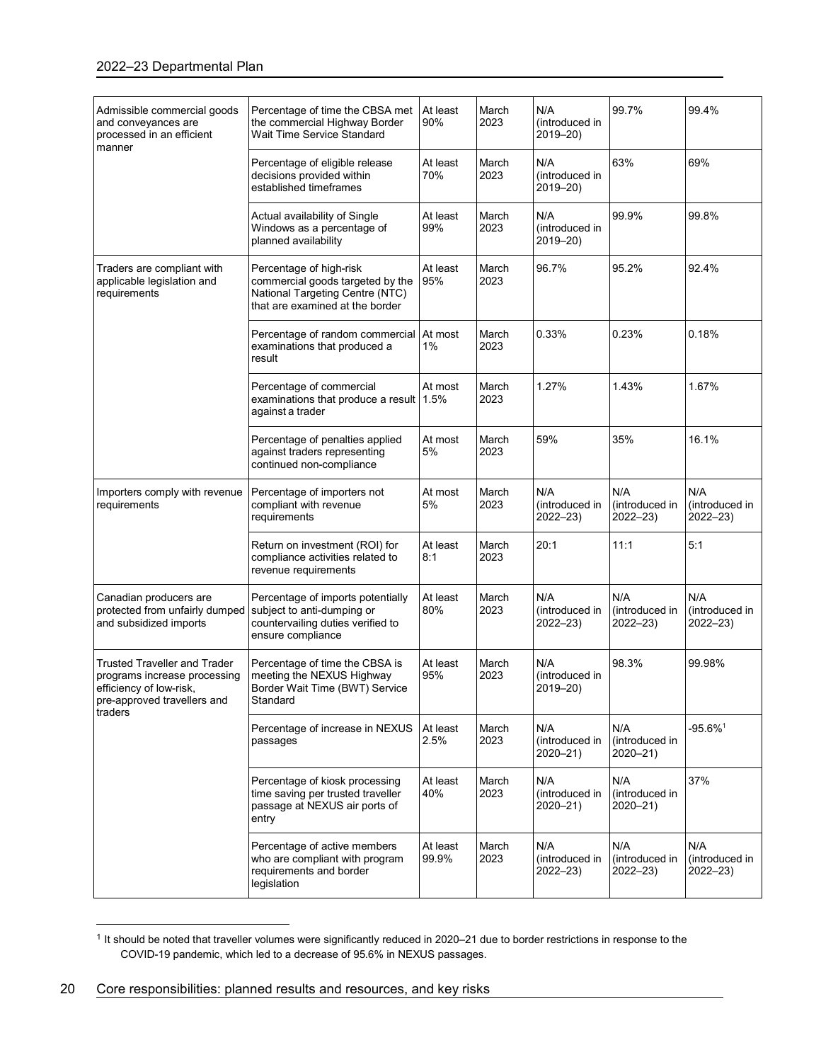| Admissible commercial goods and conveyances are processed in an efficient manner | Percentage of time the CBSA met the commercial Highway Border Wait Time Service Standard | At least 90% | March 2023 | N/A (introduced in 2019–20) | 99.7% | 99.4% |
|---|---|---|---|---|---|---|
| | Percentage of eligible release decisions provided within established timeframes | At least 70% | March 2023 | N/A (introduced in 2019–20) | 63% | 69% |
| | Actual availability of Single Windows as a percentage of planned availability | At least 99% | March 2023 | N/A (introduced in 2019–20) | 99.9% | 99.8% |
| Traders are compliant with applicable legislation and requirements | Percentage of high-risk commercial goods targeted by the National Targeting Centre (NTC) that are examined at the border | At least 95% | March 2023 | 96.7% | 95.2% | 92.4% |
| | Percentage of random commercial examinations that produced a result | At most 1% | March 2023 | 0.33% | 0.23% | 0.18% |
| | Percentage of commercial examinations that produce a result against a trader | At most 1.5% | March 2023 | 1.27% | 1.43% | 1.67% |
| | Percentage of penalties applied against traders representing continued non-compliance | At most 5% | March 2023 | 59% | 35% | 16.1% |
| Importers comply with revenue requirements | Percentage of importers not compliant with revenue requirements | At most 5% | March 2023 | N/A (introduced in 2022–23) | N/A (introduced in 2022–23) | N/A (introduced in 2022–23) |
| | Return on investment (ROI) for compliance activities related to revenue requirements | At least 8:1 | March 2023 | 20:1 | 11:1 | 5:1 |
| Canadian producers are protected from unfairly dumped and subsidized imports | Percentage of imports potentially subject to anti-dumping or countervailing duties verified to ensure compliance | At least 80% | March 2023 | N/A (introduced in 2022–23) | N/A (introduced in 2022–23) | N/A (introduced in 2022–23) |
| Trusted Traveller and Trader programs increase processing efficiency of low-risk, pre-approved travellers and traders | Percentage of time the CBSA is meeting the NEXUS Highway Border Wait Time (BWT) Service Standard | At least 95% | March 2023 | N/A (introduced in 2019–20) | 98.3% | 99.98% |
| | Percentage of increase in NEXUS passages | At least 2.5% | March 2023 | N/A (introduced in 2020–21) | N/A (introduced in 2020–21) | -95.6%[1] |
| | Percentage of kiosk processing time saving per trusted traveller passage at NEXUS air ports of entry | At least 40% | March 2023 | N/A (introduced in 2020–21) | N/A (introduced in 2020–21) | 37% |
| | Percentage of active members who are compliant with program requirements and border legislation | At least 99.9% | March 2023 | N/A (introduced in 2022–23) | N/A (introduced in 2022–23) | N/A (introduced in 2022–23) |

[1] It should be noted that traveller volumes were significantly reduced in 2020–21 due to border restrictions in response to the COVID-19 pandemic, which led to a decrease of 95.6% in NEXUS passages.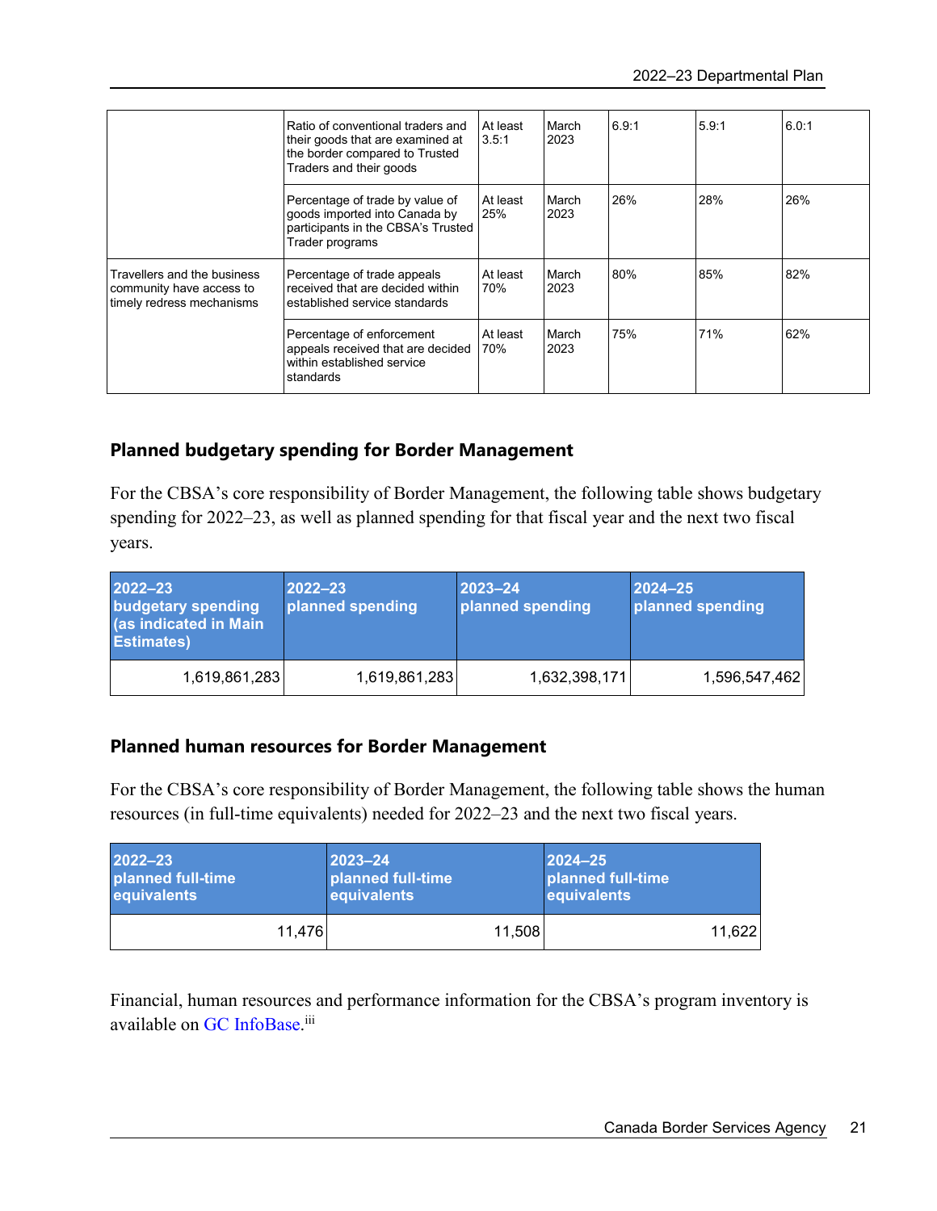| | | | | | | |
|---|---|---|---|---|---|---|
| | Ratio of conventional traders and their goods that are examined at the border compared to Trusted Traders and their goods | At least 3.5:1 | March 2023 | 6.9:1 | 5.9:1 | 6.0:1 |
| | Percentage of trade by value of goods imported into Canada by participants in the CBSA's Trusted Trader programs | At least 25% | March 2023 | 26% | 28% | 26% |
| Travellers and the business community have access to timely redress mechanisms | Percentage of trade appeals received that are decided within established service standards | At least 70% | March 2023 | 80% | 85% | 82% |
| | Percentage of enforcement appeals received that are decided within established service standards | At least 70% | March 2023 | 75% | 71% | 62% |

### Planned budgetary spending for Border Management

For the CBSA's core responsibility of Border Management, the following table shows budgetary spending for 2022–23, as well as planned spending for that fiscal year and the next two fiscal years.

| 2022–23 budgetary spending (as indicated in Main Estimates) | 2022–23 planned spending | 2023–24 planned spending | 2024–25 planned spending |
|---|---|---|---|
| 1,619,861,283 | 1,619,861,283 | 1,632,398,171 | 1,596,547,462 |

### Planned human resources for Border Management

For the CBSA's core responsibility of Border Management, the following table shows the human resources (in full-time equivalents) needed for 2022–23 and the next two fiscal years.

| 2022–23 planned full-time equivalents | 2023–24 planned full-time equivalents | 2024–25 planned full-time equivalents |
|---|---|---|
| 11,476 | 11,508 | 11,622 |

Financial, human resources and performance information for the CBSA's program inventory is available on GC InfoBase.[iii]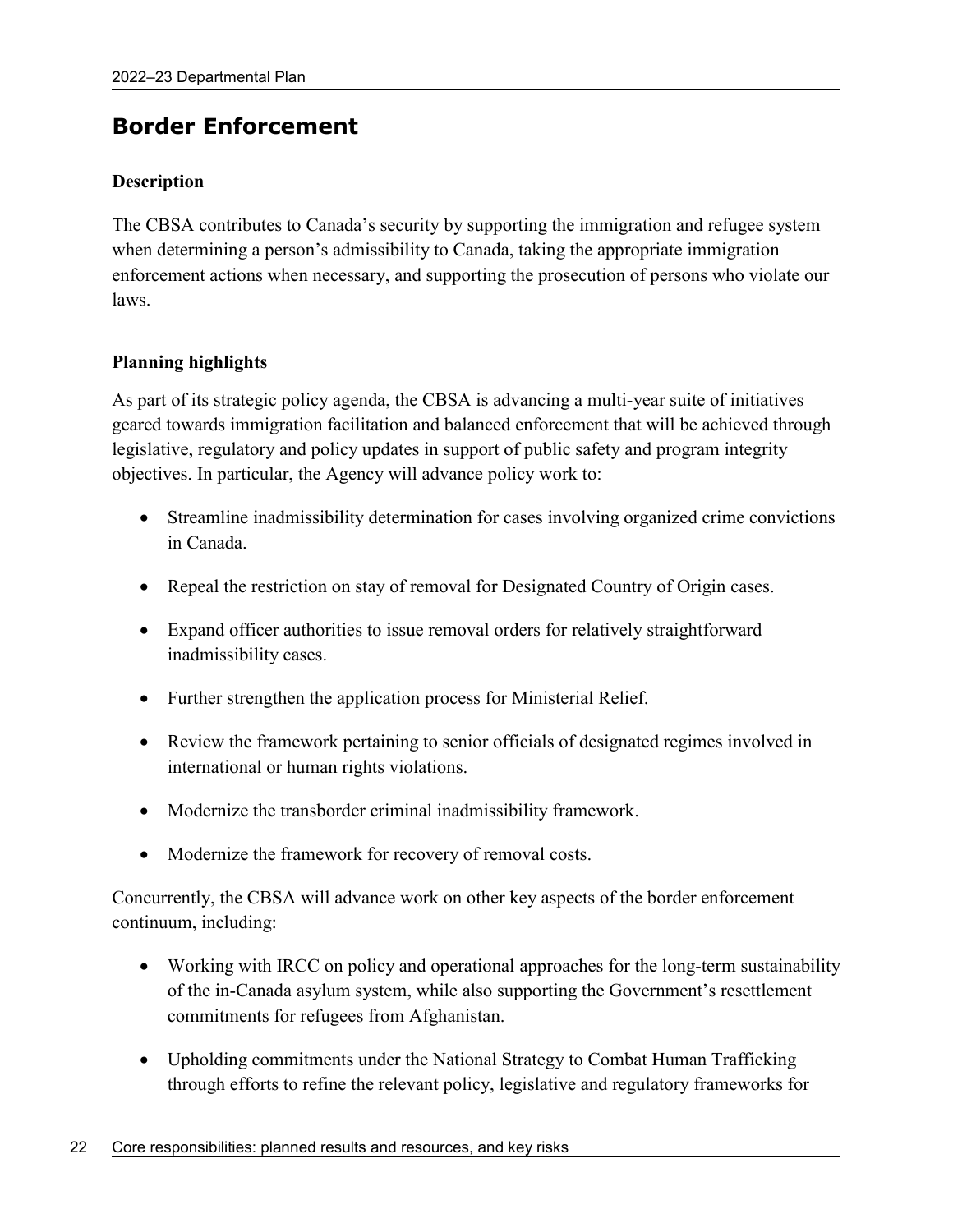## Border Enforcement

**Description**

The CBSA contributes to Canada's security by supporting the immigration and refugee system when determining a person's admissibility to Canada, taking the appropriate immigration enforcement actions when necessary, and supporting the prosecution of persons who violate our laws.

**Planning highlights**

As part of its strategic policy agenda, the CBSA is advancing a multi-year suite of initiatives geared towards immigration facilitation and balanced enforcement that will be achieved through legislative, regulatory and policy updates in support of public safety and program integrity objectives. In particular, the Agency will advance policy work to:

- Streamline inadmissibility determination for cases involving organized crime convictions in Canada.
- Repeal the restriction on stay of removal for Designated Country of Origin cases.
- Expand officer authorities to issue removal orders for relatively straightforward inadmissibility cases.
- Further strengthen the application process for Ministerial Relief.
- Review the framework pertaining to senior officials of designated regimes involved in international or human rights violations.
- Modernize the transborder criminal inadmissibility framework.
- Modernize the framework for recovery of removal costs.

Concurrently, the CBSA will advance work on other key aspects of the border enforcement continuum, including:

- Working with IRCC on policy and operational approaches for the long-term sustainability of the in-Canada asylum system, while also supporting the Government's resettlement commitments for refugees from Afghanistan.
- Upholding commitments under the National Strategy to Combat Human Trafficking through efforts to refine the relevant policy, legislative and regulatory frameworks for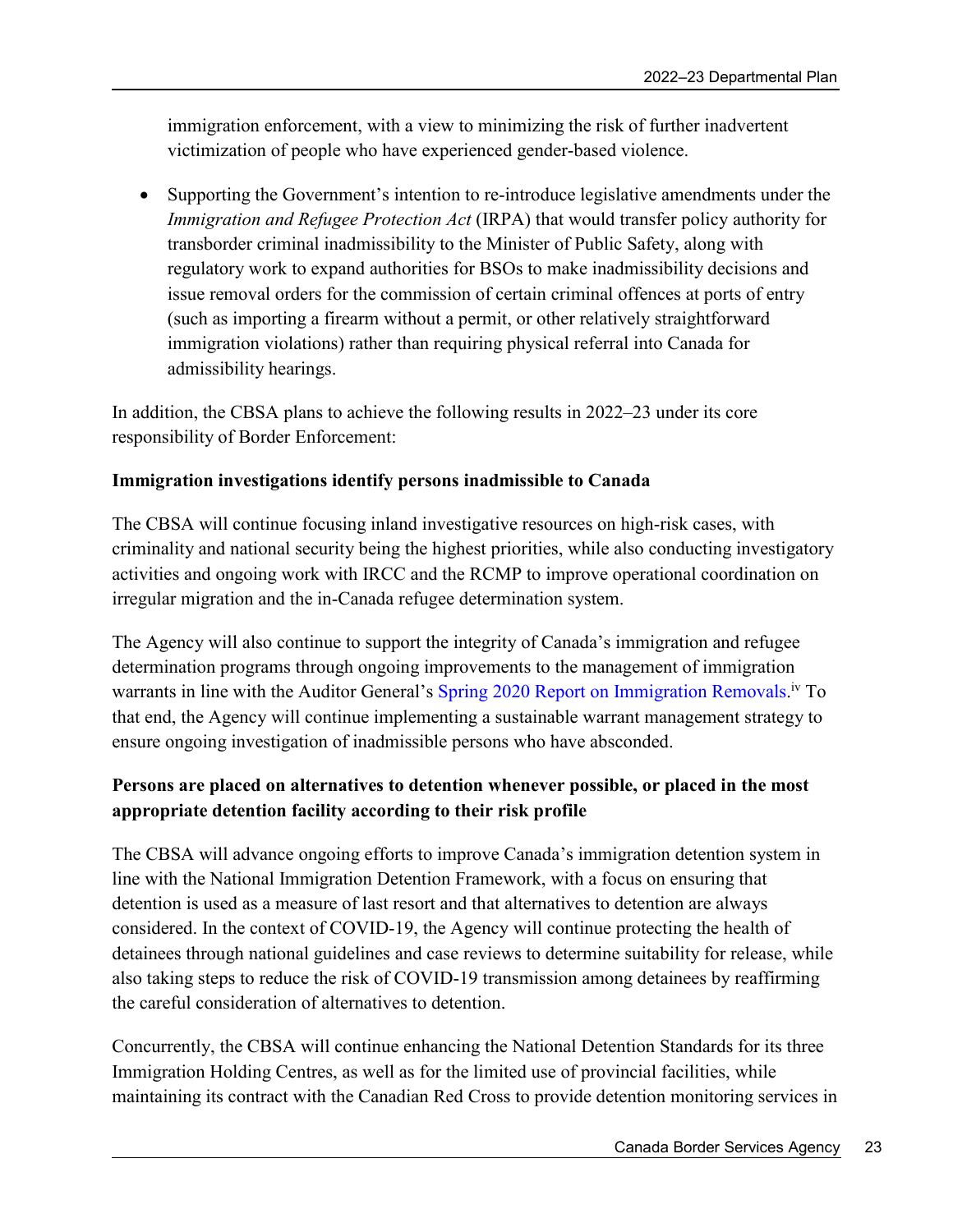immigration enforcement, with a view to minimizing the risk of further inadvertent victimization of people who have experienced gender-based violence.

- Supporting the Government's intention to re-introduce legislative amendments under the *Immigration and Refugee Protection Act* (IRPA) that would transfer policy authority for transborder criminal inadmissibility to the Minister of Public Safety, along with regulatory work to expand authorities for BSOs to make inadmissibility decisions and issue removal orders for the commission of certain criminal offences at ports of entry (such as importing a firearm without a permit, or other relatively straightforward immigration violations) rather than requiring physical referral into Canada for admissibility hearings.

In addition, the CBSA plans to achieve the following results in 2022–23 under its core responsibility of Border Enforcement:

**Immigration investigations identify persons inadmissible to Canada**

The CBSA will continue focusing inland investigative resources on high-risk cases, with criminality and national security being the highest priorities, while also conducting investigatory activities and ongoing work with IRCC and the RCMP to improve operational coordination on irregular migration and the in-Canada refugee determination system.

The Agency will also continue to support the integrity of Canada's immigration and refugee determination programs through ongoing improvements to the management of immigration warrants in line with the Auditor General's Spring 2020 Report on Immigration Removals.[iv] To that end, the Agency will continue implementing a sustainable warrant management strategy to ensure ongoing investigation of inadmissible persons who have absconded.

**Persons are placed on alternatives to detention whenever possible, or placed in the most appropriate detention facility according to their risk profile**

The CBSA will advance ongoing efforts to improve Canada's immigration detention system in line with the National Immigration Detention Framework, with a focus on ensuring that detention is used as a measure of last resort and that alternatives to detention are always considered. In the context of COVID-19, the Agency will continue protecting the health of detainees through national guidelines and case reviews to determine suitability for release, while also taking steps to reduce the risk of COVID-19 transmission among detainees by reaffirming the careful consideration of alternatives to detention.

Concurrently, the CBSA will continue enhancing the National Detention Standards for its three Immigration Holding Centres, as well as for the limited use of provincial facilities, while maintaining its contract with the Canadian Red Cross to provide detention monitoring services in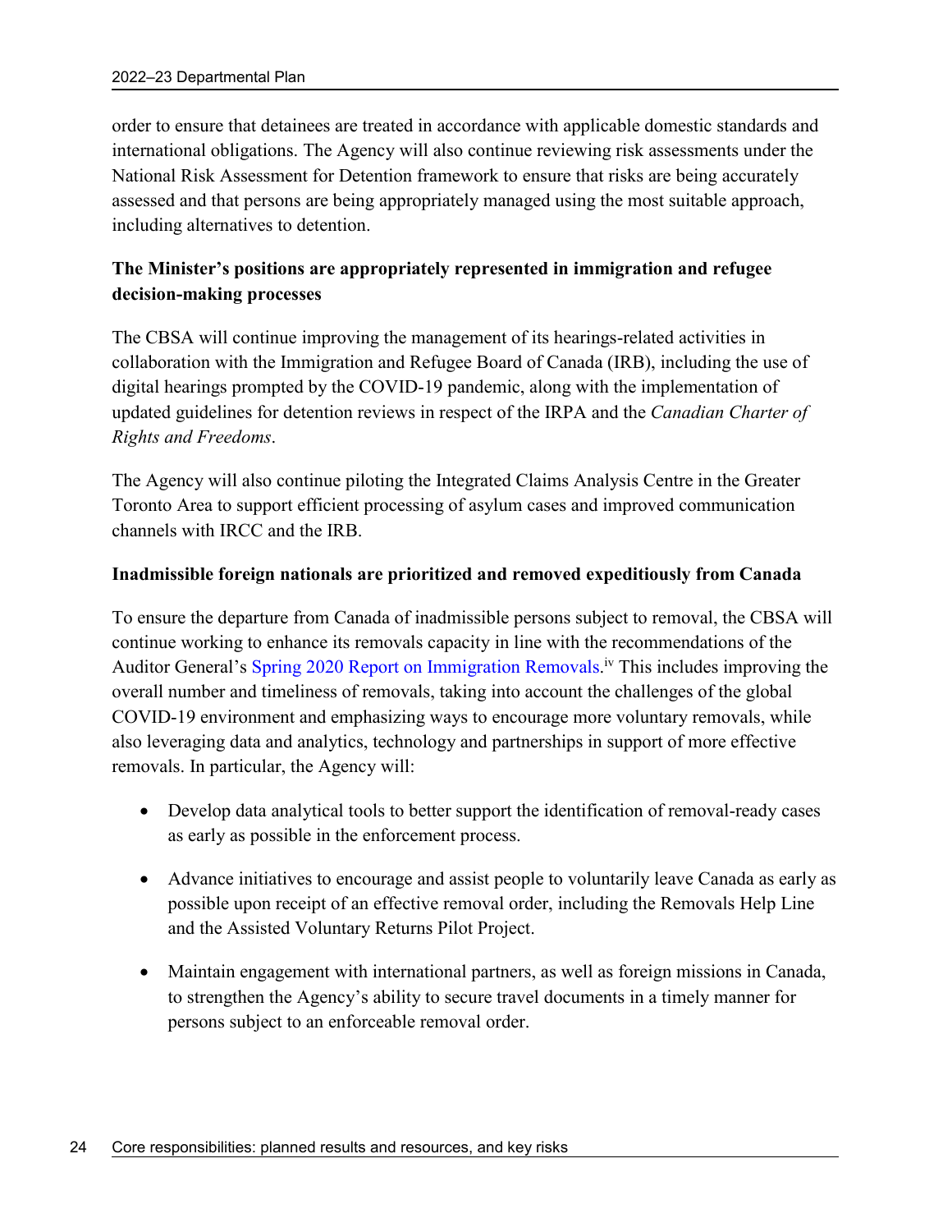order to ensure that detainees are treated in accordance with applicable domestic standards and international obligations. The Agency will also continue reviewing risk assessments under the National Risk Assessment for Detention framework to ensure that risks are being accurately assessed and that persons are being appropriately managed using the most suitable approach, including alternatives to detention.

**The Minister's positions are appropriately represented in immigration and refugee decision-making processes**

The CBSA will continue improving the management of its hearings-related activities in collaboration with the Immigration and Refugee Board of Canada (IRB), including the use of digital hearings prompted by the COVID-19 pandemic, along with the implementation of updated guidelines for detention reviews in respect of the IRPA and the *Canadian Charter of Rights and Freedoms*.

The Agency will also continue piloting the Integrated Claims Analysis Centre in the Greater Toronto Area to support efficient processing of asylum cases and improved communication channels with IRCC and the IRB.

**Inadmissible foreign nationals are prioritized and removed expeditiously from Canada**

To ensure the departure from Canada of inadmissible persons subject to removal, the CBSA will continue working to enhance its removals capacity in line with the recommendations of the Auditor General's Spring 2020 Report on Immigration Removals.[iv] This includes improving the overall number and timeliness of removals, taking into account the challenges of the global COVID-19 environment and emphasizing ways to encourage more voluntary removals, while also leveraging data and analytics, technology and partnerships in support of more effective removals. In particular, the Agency will:

- Develop data analytical tools to better support the identification of removal-ready cases as early as possible in the enforcement process.
- Advance initiatives to encourage and assist people to voluntarily leave Canada as early as possible upon receipt of an effective removal order, including the Removals Help Line and the Assisted Voluntary Returns Pilot Project.
- Maintain engagement with international partners, as well as foreign missions in Canada, to strengthen the Agency's ability to secure travel documents in a timely manner for persons subject to an enforceable removal order.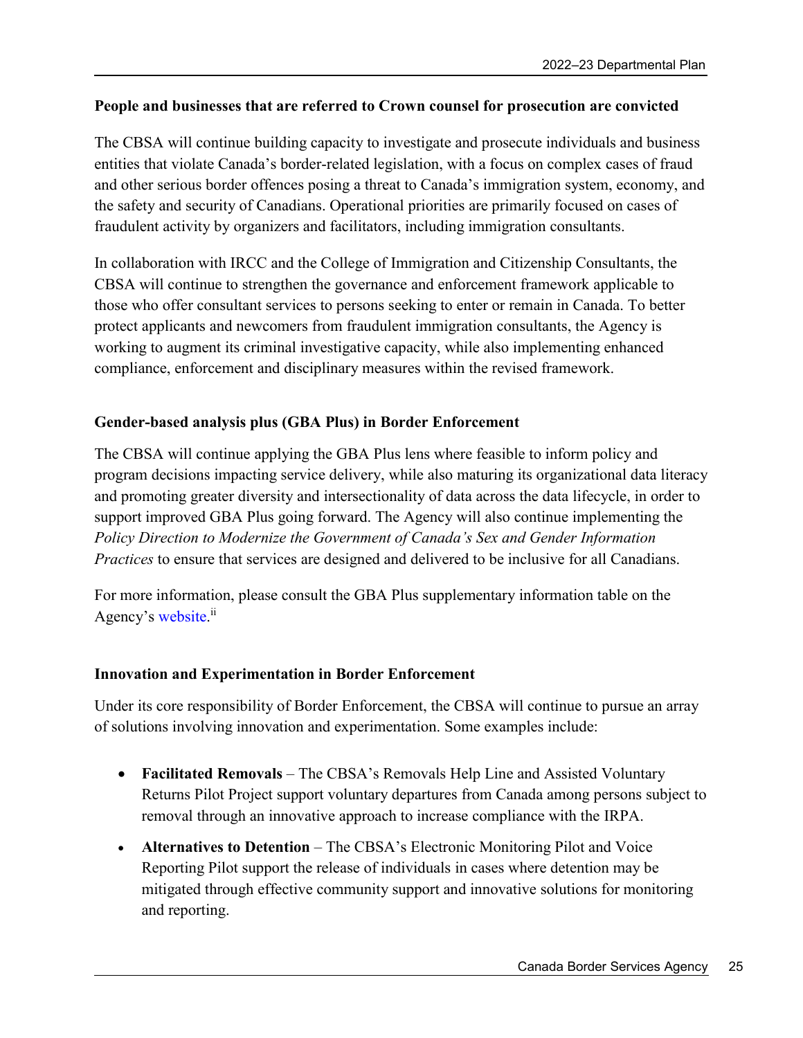### People and businesses that are referred to Crown counsel for prosecution are convicted

The CBSA will continue building capacity to investigate and prosecute individuals and business entities that violate Canada's border-related legislation, with a focus on complex cases of fraud and other serious border offences posing a threat to Canada's immigration system, economy, and the safety and security of Canadians. Operational priorities are primarily focused on cases of fraudulent activity by organizers and facilitators, including immigration consultants.

In collaboration with IRCC and the College of Immigration and Citizenship Consultants, the CBSA will continue to strengthen the governance and enforcement framework applicable to those who offer consultant services to persons seeking to enter or remain in Canada. To better protect applicants and newcomers from fraudulent immigration consultants, the Agency is working to augment its criminal investigative capacity, while also implementing enhanced compliance, enforcement and disciplinary measures within the revised framework.

### Gender-based analysis plus (GBA Plus) in Border Enforcement

The CBSA will continue applying the GBA Plus lens where feasible to inform policy and program decisions impacting service delivery, while also maturing its organizational data literacy and promoting greater diversity and intersectionality of data across the data lifecycle, in order to support improved GBA Plus going forward. The Agency will also continue implementing the *Policy Direction to Modernize the Government of Canada's Sex and Gender Information Practices* to ensure that services are designed and delivered to be inclusive for all Canadians.

For more information, please consult the GBA Plus supplementary information table on the Agency's website.[ii]

### Innovation and Experimentation in Border Enforcement

Under its core responsibility of Border Enforcement, the CBSA will continue to pursue an array of solutions involving innovation and experimentation. Some examples include:

- **Facilitated Removals** – The CBSA's Removals Help Line and Assisted Voluntary Returns Pilot Project support voluntary departures from Canada among persons subject to removal through an innovative approach to increase compliance with the IRPA.
- **Alternatives to Detention** – The CBSA's Electronic Monitoring Pilot and Voice Reporting Pilot support the release of individuals in cases where detention may be mitigated through effective community support and innovative solutions for monitoring and reporting.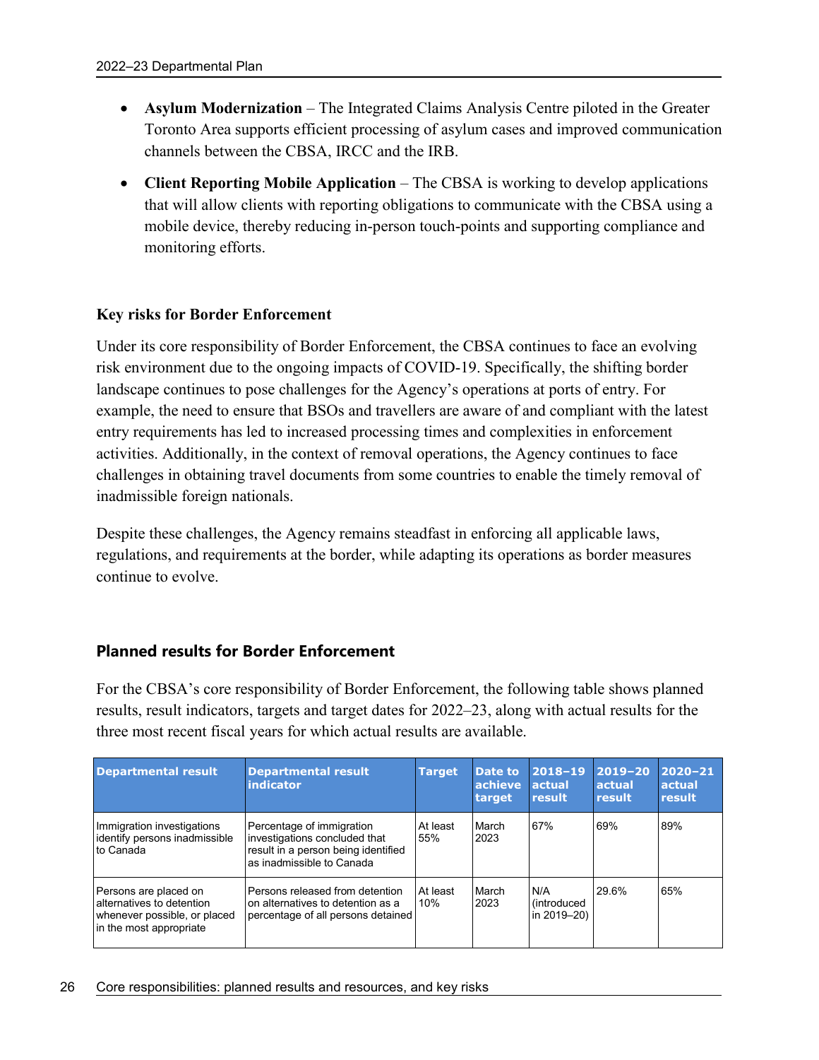- **Asylum Modernization** – The Integrated Claims Analysis Centre piloted in the Greater Toronto Area supports efficient processing of asylum cases and improved communication channels between the CBSA, IRCC and the IRB.
- **Client Reporting Mobile Application** – The CBSA is working to develop applications that will allow clients with reporting obligations to communicate with the CBSA using a mobile device, thereby reducing in-person touch-points and supporting compliance and monitoring efforts.

### Key risks for Border Enforcement

Under its core responsibility of Border Enforcement, the CBSA continues to face an evolving risk environment due to the ongoing impacts of COVID-19. Specifically, the shifting border landscape continues to pose challenges for the Agency's operations at ports of entry. For example, the need to ensure that BSOs and travellers are aware of and compliant with the latest entry requirements has led to increased processing times and complexities in enforcement activities. Additionally, in the context of removal operations, the Agency continues to face challenges in obtaining travel documents from some countries to enable the timely removal of inadmissible foreign nationals.

Despite these challenges, the Agency remains steadfast in enforcing all applicable laws, regulations, and requirements at the border, while adapting its operations as border measures continue to evolve.

## Planned results for Border Enforcement

For the CBSA's core responsibility of Border Enforcement, the following table shows planned results, result indicators, targets and target dates for 2022–23, along with actual results for the three most recent fiscal years for which actual results are available.

| Departmental result | Departmental result indicator | Target | Date to achieve target | 2018–19 actual result | 2019–20 actual result | 2020–21 actual result |
|---|---|---|---|---|---|---|
| Immigration investigations identify persons inadmissible to Canada | Percentage of immigration investigations concluded that result in a person being identified as inadmissible to Canada | At least 55% | March 2023 | 67% | 69% | 89% |
| Persons are placed on alternatives to detention whenever possible, or placed in the most appropriate | Persons released from detention on alternatives to detention as a percentage of all persons detained | At least 10% | March 2023 | N/A (introduced in 2019–20) | 29.6% | 65% |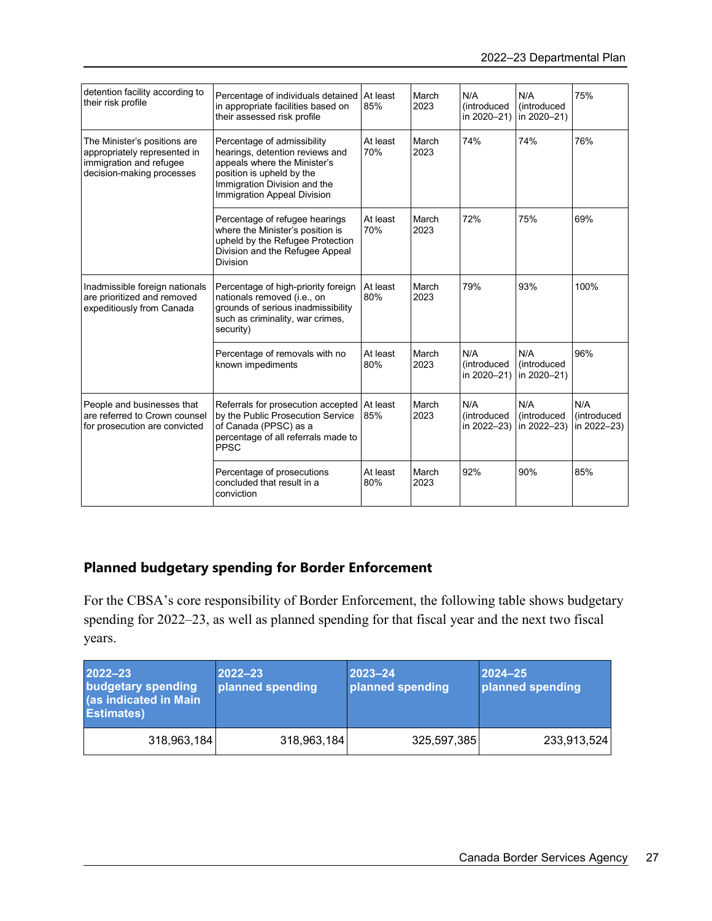| detention facility according to their risk profile | Percentage of individuals detained in appropriate facilities based on their assessed risk profile | At least 85% | March 2023 | N/A (introduced in 2020–21) | N/A (introduced in 2020–21) | 75% |
|---|---|---|---|---|---|---|
| The Minister's positions are appropriately represented in immigration and refugee decision-making processes | Percentage of admissibility hearings, detention reviews and appeals where the Minister's position is upheld by the Immigration Division and the Immigration Appeal Division | At least 70% | March 2023 | 74% | 74% | 76% |
| | Percentage of refugee hearings where the Minister's position is upheld by the Refugee Protection Division and the Refugee Appeal Division | At least 70% | March 2023 | 72% | 75% | 69% |
| Inadmissible foreign nationals are prioritized and removed expeditiously from Canada | Percentage of high-priority foreign nationals removed (i.e., on grounds of serious inadmissibility such as criminality, war crimes, security) | At least 80% | March 2023 | 79% | 93% | 100% |
| | Percentage of removals with no known impediments | At least 80% | March 2023 | N/A (introduced in 2020–21) | N/A (introduced in 2020–21) | 96% |
| People and businesses that are referred to Crown counsel for prosecution are convicted | Referrals for prosecution accepted by the Public Prosecution Service of Canada (PPSC) as a percentage of all referrals made to PPSC | At least 85% | March 2023 | N/A (introduced in 2022–23) | N/A (introduced in 2022–23) | N/A (introduced in 2022–23) |
| | Percentage of prosecutions concluded that result in a conviction | At least 80% | March 2023 | 92% | 90% | 85% |

## Planned budgetary spending for Border Enforcement

For the CBSA's core responsibility of Border Enforcement, the following table shows budgetary spending for 2022–23, as well as planned spending for that fiscal year and the next two fiscal years.

| 2022–23 budgetary spending (as indicated in Main Estimates) | 2022–23 planned spending | 2023–24 planned spending | 2024–25 planned spending |
|---|---|---|---|
| 318,963,184 | 318,963,184 | 325,597,385 | 233,913,524 |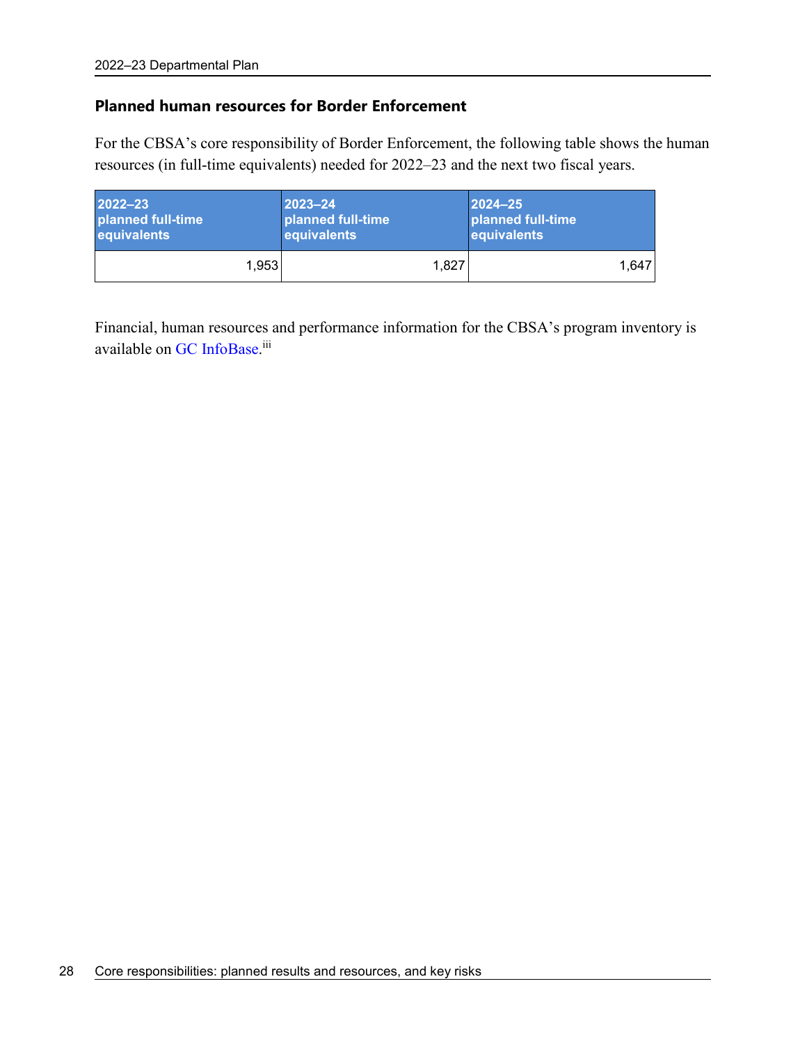### Planned human resources for Border Enforcement

For the CBSA's core responsibility of Border Enforcement, the following table shows the human resources (in full-time equivalents) needed for 2022–23 and the next two fiscal years.

| 2022–23 planned full-time equivalents | 2023–24 planned full-time equivalents | 2024–25 planned full-time equivalents |
|---|---|---|
| 1,953 | 1,827 | 1,647 |

Financial, human resources and performance information for the CBSA's program inventory is available on GC InfoBase.[iii]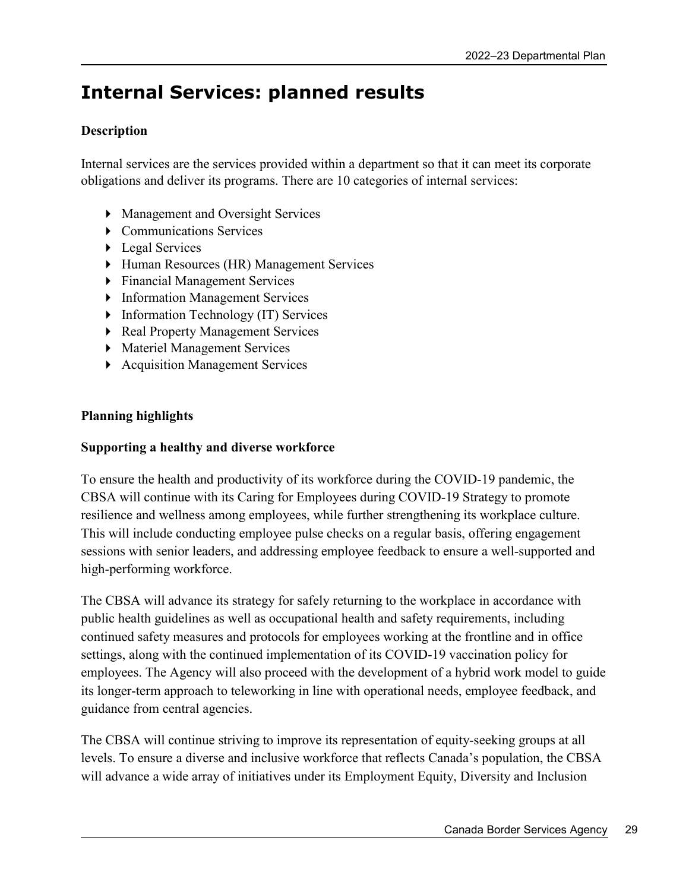# Internal Services: planned results

**Description**

Internal services are the services provided within a department so that it can meet its corporate obligations and deliver its programs. There are 10 categories of internal services:

- Management and Oversight Services
- Communications Services
- Legal Services
- Human Resources (HR) Management Services
- Financial Management Services
- Information Management Services
- Information Technology (IT) Services
- Real Property Management Services
- Materiel Management Services
- Acquisition Management Services

**Planning highlights**

**Supporting a healthy and diverse workforce**

To ensure the health and productivity of its workforce during the COVID-19 pandemic, the CBSA will continue with its Caring for Employees during COVID-19 Strategy to promote resilience and wellness among employees, while further strengthening its workplace culture. This will include conducting employee pulse checks on a regular basis, offering engagement sessions with senior leaders, and addressing employee feedback to ensure a well-supported and high-performing workforce.

The CBSA will advance its strategy for safely returning to the workplace in accordance with public health guidelines as well as occupational health and safety requirements, including continued safety measures and protocols for employees working at the frontline and in office settings, along with the continued implementation of its COVID-19 vaccination policy for employees. The Agency will also proceed with the development of a hybrid work model to guide its longer-term approach to teleworking in line with operational needs, employee feedback, and guidance from central agencies.

The CBSA will continue striving to improve its representation of equity-seeking groups at all levels. To ensure a diverse and inclusive workforce that reflects Canada's population, the CBSA will advance a wide array of initiatives under its Employment Equity, Diversity and Inclusion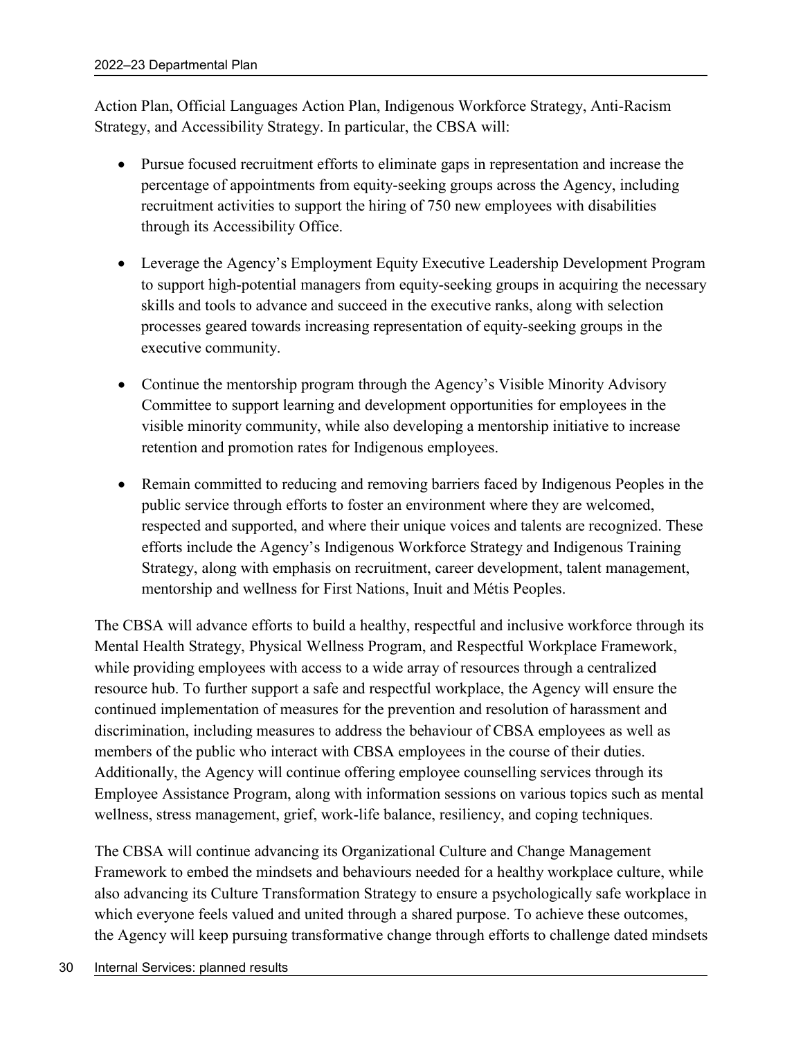Action Plan, Official Languages Action Plan, Indigenous Workforce Strategy, Anti-Racism Strategy, and Accessibility Strategy. In particular, the CBSA will:

- Pursue focused recruitment efforts to eliminate gaps in representation and increase the percentage of appointments from equity-seeking groups across the Agency, including recruitment activities to support the hiring of 750 new employees with disabilities through its Accessibility Office.
- Leverage the Agency's Employment Equity Executive Leadership Development Program to support high-potential managers from equity-seeking groups in acquiring the necessary skills and tools to advance and succeed in the executive ranks, along with selection processes geared towards increasing representation of equity-seeking groups in the executive community.
- Continue the mentorship program through the Agency's Visible Minority Advisory Committee to support learning and development opportunities for employees in the visible minority community, while also developing a mentorship initiative to increase retention and promotion rates for Indigenous employees.
- Remain committed to reducing and removing barriers faced by Indigenous Peoples in the public service through efforts to foster an environment where they are welcomed, respected and supported, and where their unique voices and talents are recognized. These efforts include the Agency's Indigenous Workforce Strategy and Indigenous Training Strategy, along with emphasis on recruitment, career development, talent management, mentorship and wellness for First Nations, Inuit and Métis Peoples.

The CBSA will advance efforts to build a healthy, respectful and inclusive workforce through its Mental Health Strategy, Physical Wellness Program, and Respectful Workplace Framework, while providing employees with access to a wide array of resources through a centralized resource hub. To further support a safe and respectful workplace, the Agency will ensure the continued implementation of measures for the prevention and resolution of harassment and discrimination, including measures to address the behaviour of CBSA employees as well as members of the public who interact with CBSA employees in the course of their duties. Additionally, the Agency will continue offering employee counselling services through its Employee Assistance Program, along with information sessions on various topics such as mental wellness, stress management, grief, work-life balance, resiliency, and coping techniques.

The CBSA will continue advancing its Organizational Culture and Change Management Framework to embed the mindsets and behaviours needed for a healthy workplace culture, while also advancing its Culture Transformation Strategy to ensure a psychologically safe workplace in which everyone feels valued and united through a shared purpose. To achieve these outcomes, the Agency will keep pursuing transformative change through efforts to challenge dated mindsets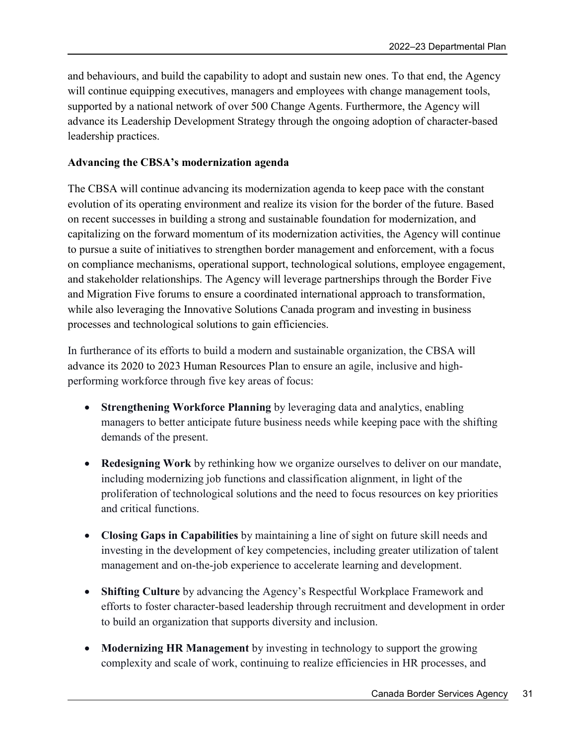and behaviours, and build the capability to adopt and sustain new ones. To that end, the Agency will continue equipping executives, managers and employees with change management tools, supported by a national network of over 500 Change Agents. Furthermore, the Agency will advance its Leadership Development Strategy through the ongoing adoption of character-based leadership practices.

**Advancing the CBSA's modernization agenda**

The CBSA will continue advancing its modernization agenda to keep pace with the constant evolution of its operating environment and realize its vision for the border of the future. Based on recent successes in building a strong and sustainable foundation for modernization, and capitalizing on the forward momentum of its modernization activities, the Agency will continue to pursue a suite of initiatives to strengthen border management and enforcement, with a focus on compliance mechanisms, operational support, technological solutions, employee engagement, and stakeholder relationships. The Agency will leverage partnerships through the Border Five and Migration Five forums to ensure a coordinated international approach to transformation, while also leveraging the Innovative Solutions Canada program and investing in business processes and technological solutions to gain efficiencies.

In furtherance of its efforts to build a modern and sustainable organization, the CBSA will advance its 2020 to 2023 Human Resources Plan to ensure an agile, inclusive and high-performing workforce through five key areas of focus:

- **Strengthening Workforce Planning** by leveraging data and analytics, enabling managers to better anticipate future business needs while keeping pace with the shifting demands of the present.
- **Redesigning Work** by rethinking how we organize ourselves to deliver on our mandate, including modernizing job functions and classification alignment, in light of the proliferation of technological solutions and the need to focus resources on key priorities and critical functions.
- **Closing Gaps in Capabilities** by maintaining a line of sight on future skill needs and investing in the development of key competencies, including greater utilization of talent management and on-the-job experience to accelerate learning and development.
- **Shifting Culture** by advancing the Agency's Respectful Workplace Framework and efforts to foster character-based leadership through recruitment and development in order to build an organization that supports diversity and inclusion.
- **Modernizing HR Management** by investing in technology to support the growing complexity and scale of work, continuing to realize efficiencies in HR processes, and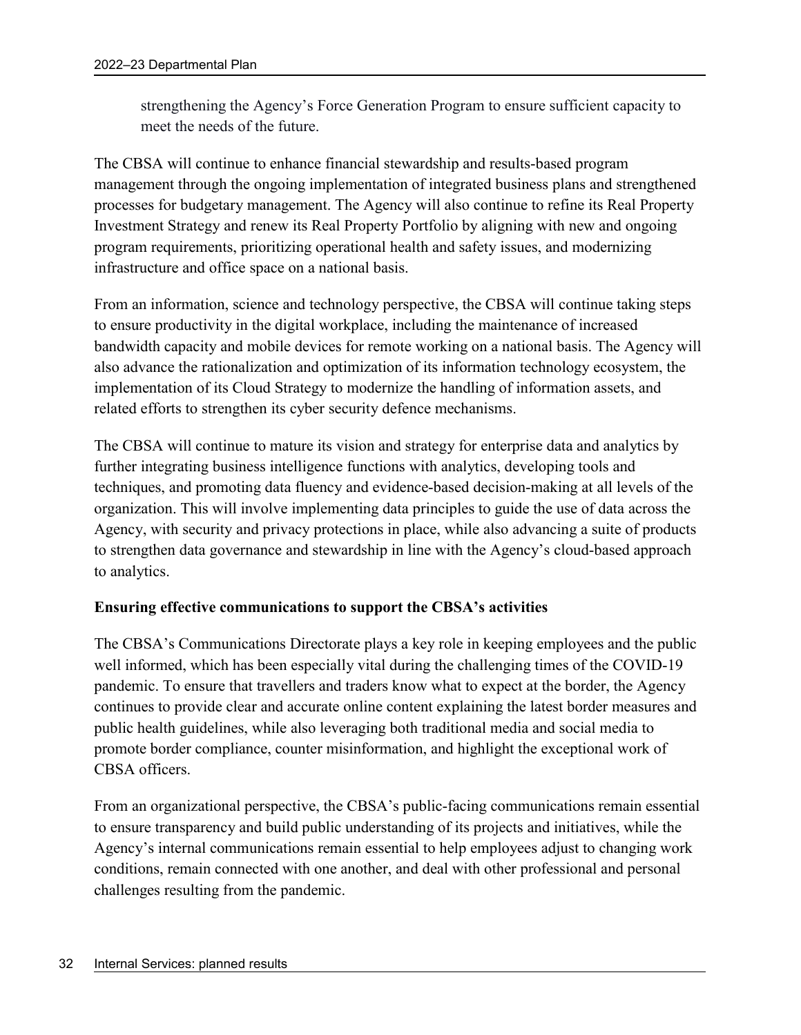strengthening the Agency's Force Generation Program to ensure sufficient capacity to meet the needs of the future.

The CBSA will continue to enhance financial stewardship and results-based program management through the ongoing implementation of integrated business plans and strengthened processes for budgetary management. The Agency will also continue to refine its Real Property Investment Strategy and renew its Real Property Portfolio by aligning with new and ongoing program requirements, prioritizing operational health and safety issues, and modernizing infrastructure and office space on a national basis.

From an information, science and technology perspective, the CBSA will continue taking steps to ensure productivity in the digital workplace, including the maintenance of increased bandwidth capacity and mobile devices for remote working on a national basis. The Agency will also advance the rationalization and optimization of its information technology ecosystem, the implementation of its Cloud Strategy to modernize the handling of information assets, and related efforts to strengthen its cyber security defence mechanisms.

The CBSA will continue to mature its vision and strategy for enterprise data and analytics by further integrating business intelligence functions with analytics, developing tools and techniques, and promoting data fluency and evidence-based decision-making at all levels of the organization. This will involve implementing data principles to guide the use of data across the Agency, with security and privacy protections in place, while also advancing a suite of products to strengthen data governance and stewardship in line with the Agency's cloud-based approach to analytics.

**Ensuring effective communications to support the CBSA's activities**

The CBSA's Communications Directorate plays a key role in keeping employees and the public well informed, which has been especially vital during the challenging times of the COVID-19 pandemic. To ensure that travellers and traders know what to expect at the border, the Agency continues to provide clear and accurate online content explaining the latest border measures and public health guidelines, while also leveraging both traditional media and social media to promote border compliance, counter misinformation, and highlight the exceptional work of CBSA officers.

From an organizational perspective, the CBSA's public-facing communications remain essential to ensure transparency and build public understanding of its projects and initiatives, while the Agency's internal communications remain essential to help employees adjust to changing work conditions, remain connected with one another, and deal with other professional and personal challenges resulting from the pandemic.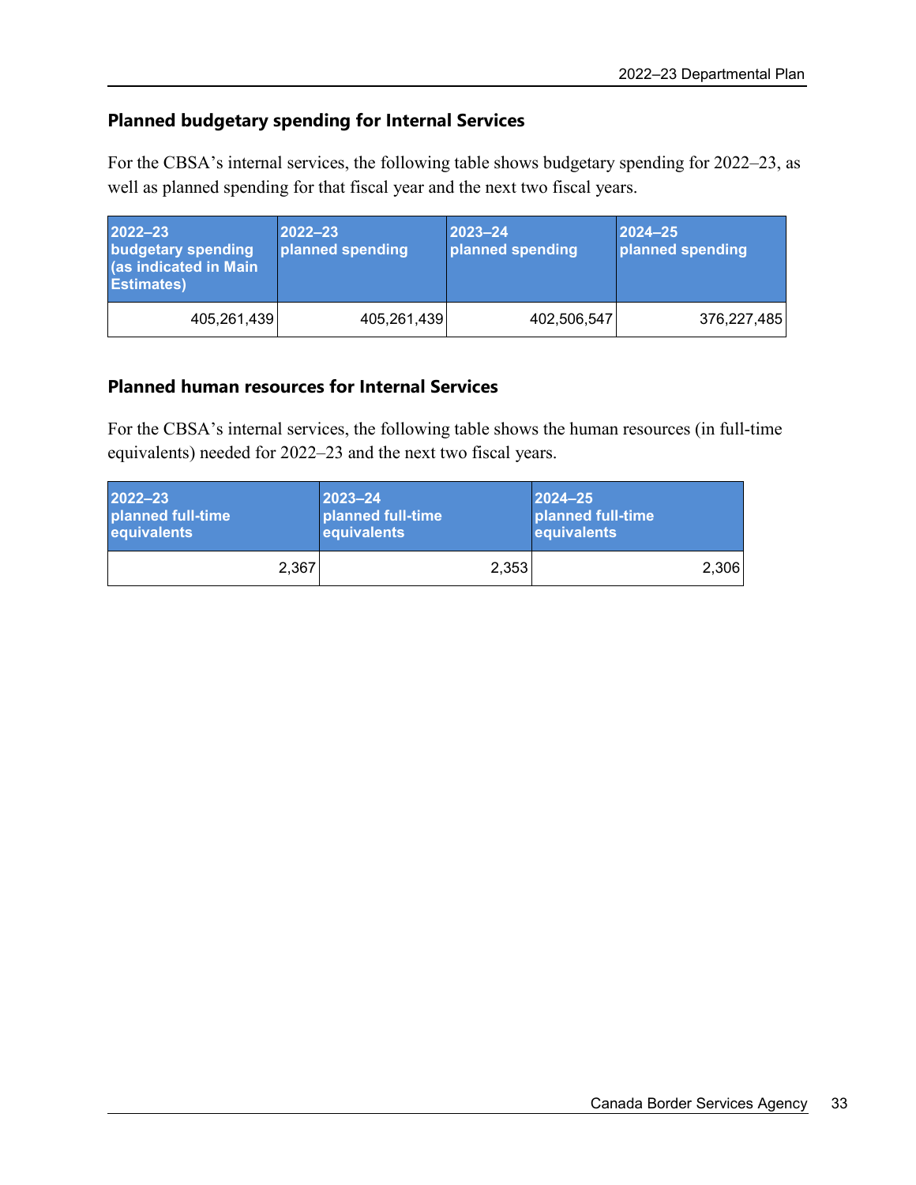### Planned budgetary spending for Internal Services

For the CBSA's internal services, the following table shows budgetary spending for 2022–23, as well as planned spending for that fiscal year and the next two fiscal years.

| 2022–23 budgetary spending (as indicated in Main Estimates) | 2022–23 planned spending | 2023–24 planned spending | 2024–25 planned spending |
|---|---|---|---|
| 405,261,439 | 405,261,439 | 402,506,547 | 376,227,485 |

### Planned human resources for Internal Services

For the CBSA's internal services, the following table shows the human resources (in full-time equivalents) needed for 2022–23 and the next two fiscal years.

| 2022–23 planned full-time equivalents | 2023–24 planned full-time equivalents | 2024–25 planned full-time equivalents |
|---|---|---|
| 2,367 | 2,353 | 2,306 |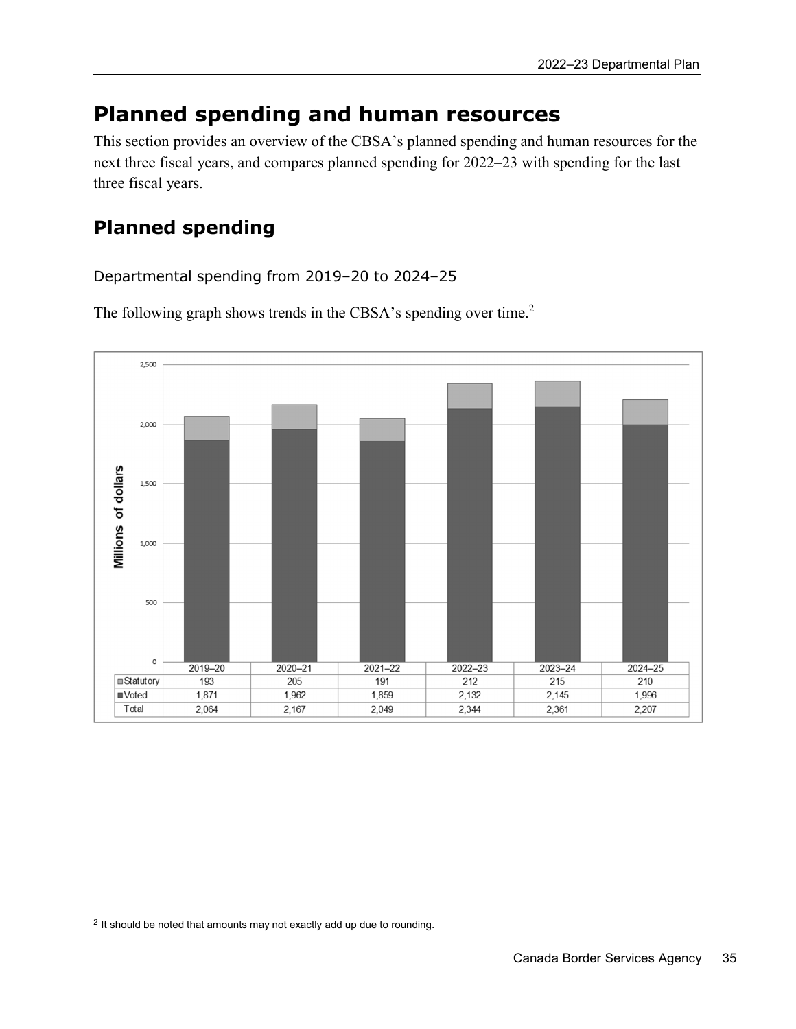# Planned spending and human resources

This section provides an overview of the CBSA's planned spending and human resources for the next three fiscal years, and compares planned spending for 2022–23 with spending for the last three fiscal years.

## Planned spending

### Departmental spending from 2019–20 to 2024–25

The following graph shows trends in the CBSA's spending over time.[2]

| | 2019–20 | 2020–21 | 2021–22 | 2022–23 | 2023–24 | 2024–25 |
|---|---|---|---|---|---|---|
| Statutory | 193 | 205 | 191 | 212 | 215 | 210 |
| Voted | 1,871 | 1,962 | 1,859 | 2,132 | 2,145 | 1,996 |
| Total | 2,064 | 2,167 | 2,049 | 2,344 | 2,361 | 2,207 |

[2] It should be noted that amounts may not exactly add up due to rounding.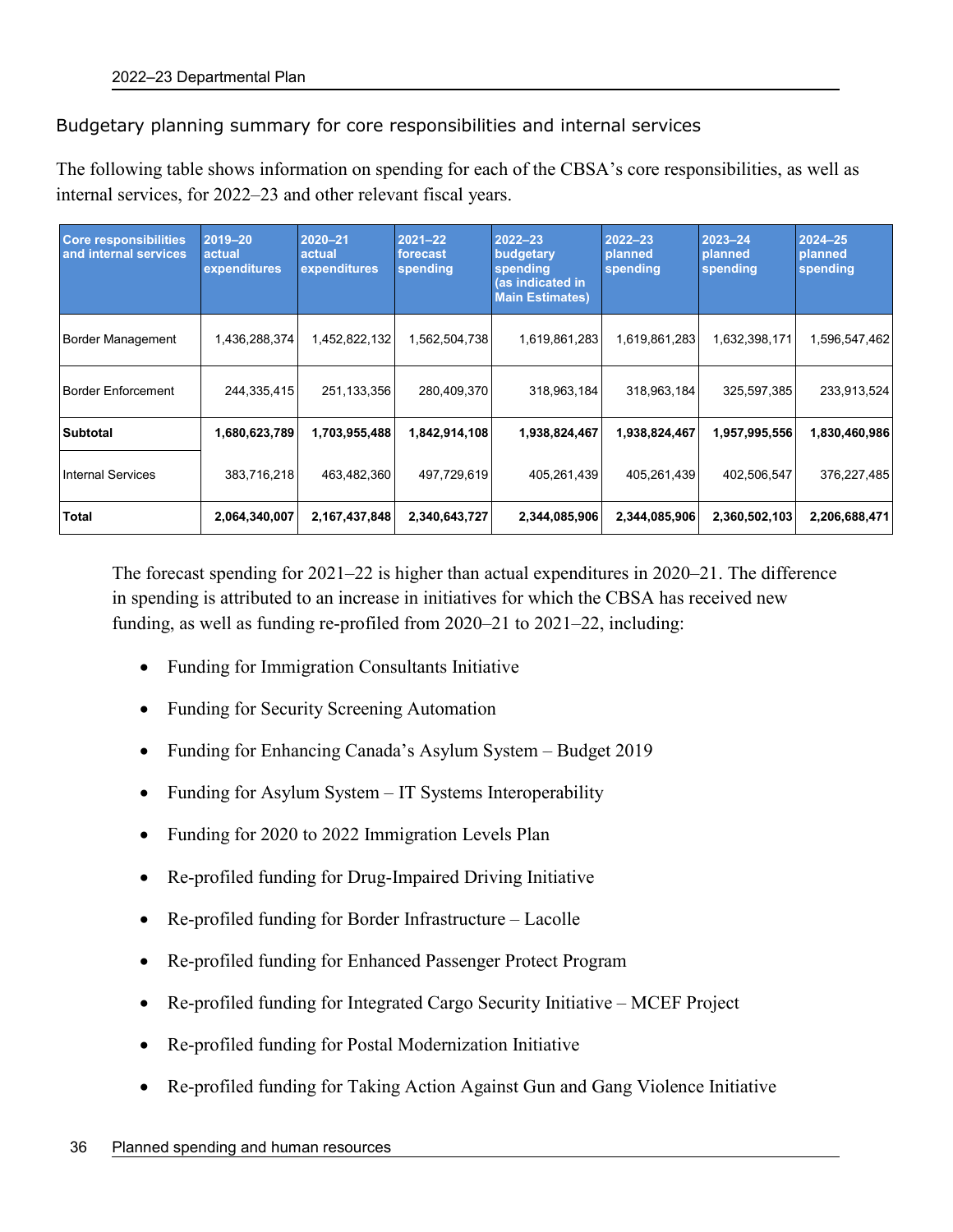## Budgetary planning summary for core responsibilities and internal services

The following table shows information on spending for each of the CBSA's core responsibilities, as well as internal services, for 2022–23 and other relevant fiscal years.

| Core responsibilities and internal services | 2019–20 actual expenditures | 2020–21 actual expenditures | 2021–22 forecast spending | 2022–23 budgetary spending (as indicated in Main Estimates) | 2022–23 planned spending | 2023–24 planned spending | 2024–25 planned spending |
|---|---|---|---|---|---|---|---|
| Border Management | 1,436,288,374 | 1,452,822,132 | 1,562,504,738 | 1,619,861,283 | 1,619,861,283 | 1,632,398,171 | 1,596,547,462 |
| Border Enforcement | 244,335,415 | 251,133,356 | 280,409,370 | 318,963,184 | 318,963,184 | 325,597,385 | 233,913,524 |
| **Subtotal** | **1,680,623,789** | **1,703,955,488** | **1,842,914,108** | **1,938,824,467** | **1,938,824,467** | **1,957,995,556** | **1,830,460,986** |
| Internal Services | 383,716,218 | 463,482,360 | 497,729,619 | 405,261,439 | 405,261,439 | 402,506,547 | 376,227,485 |
| **Total** | **2,064,340,007** | **2,167,437,848** | **2,340,643,727** | **2,344,085,906** | **2,344,085,906** | **2,360,502,103** | **2,206,688,471** |

The forecast spending for 2021–22 is higher than actual expenditures in 2020–21. The difference in spending is attributed to an increase in initiatives for which the CBSA has received new funding, as well as funding re-profiled from 2020–21 to 2021–22, including:

- Funding for Immigration Consultants Initiative
- Funding for Security Screening Automation
- Funding for Enhancing Canada's Asylum System – Budget 2019
- Funding for Asylum System – IT Systems Interoperability
- Funding for 2020 to 2022 Immigration Levels Plan
- Re-profiled funding for Drug-Impaired Driving Initiative
- Re-profiled funding for Border Infrastructure – Lacolle
- Re-profiled funding for Enhanced Passenger Protect Program
- Re-profiled funding for Integrated Cargo Security Initiative – MCEF Project
- Re-profiled funding for Postal Modernization Initiative
- Re-profiled funding for Taking Action Against Gun and Gang Violence Initiative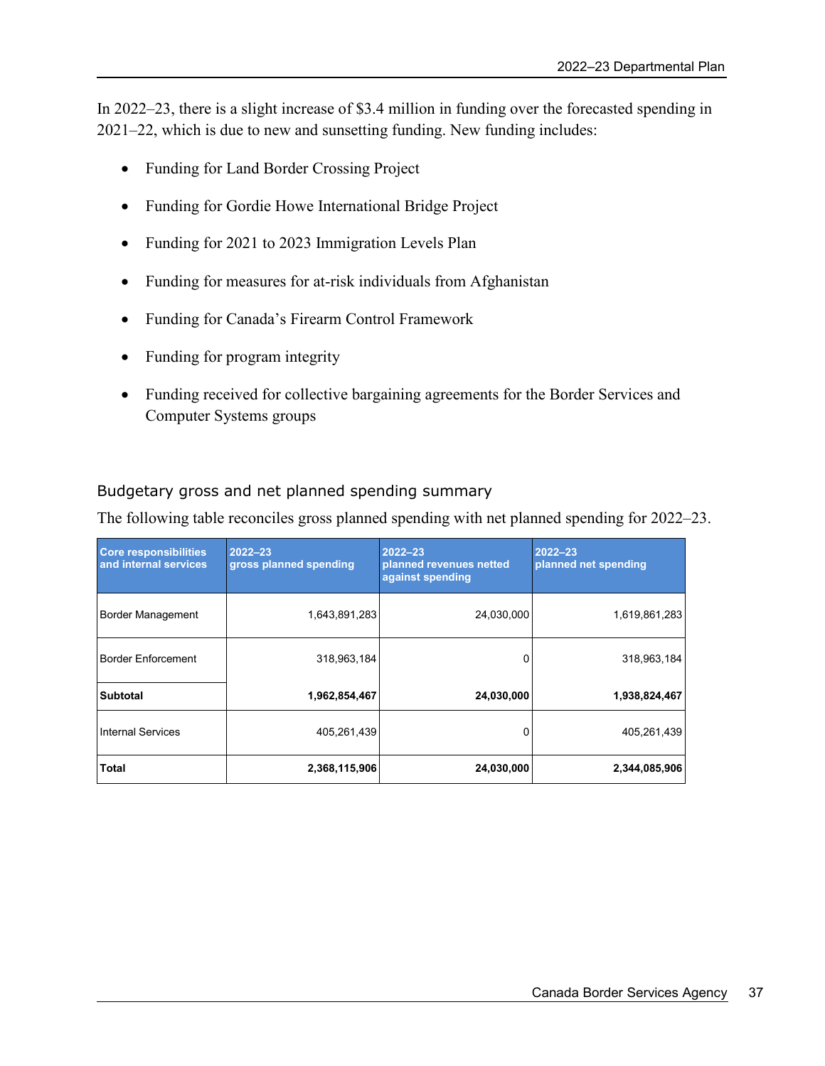In 2022–23, there is a slight increase of $3.4 million in funding over the forecasted spending in 2021–22, which is due to new and sunsetting funding. New funding includes:

- Funding for Land Border Crossing Project
- Funding for Gordie Howe International Bridge Project
- Funding for 2021 to 2023 Immigration Levels Plan
- Funding for measures for at-risk individuals from Afghanistan
- Funding for Canada's Firearm Control Framework
- Funding for program integrity
- Funding received for collective bargaining agreements for the Border Services and Computer Systems groups

## Budgetary gross and net planned spending summary

The following table reconciles gross planned spending with net planned spending for 2022–23.

| Core responsibilities and internal services | 2022–23 gross planned spending | 2022–23 planned revenues netted against spending | 2022–23 planned net spending |
|---|---|---|---|
| Border Management | 1,643,891,283 | 24,030,000 | 1,619,861,283 |
| Border Enforcement | 318,963,184 | 0 | 318,963,184 |
| **Subtotal** | **1,962,854,467** | **24,030,000** | **1,938,824,467** |
| Internal Services | 405,261,439 | 0 | 405,261,439 |
| **Total** | **2,368,115,906** | **24,030,000** | **2,344,085,906** |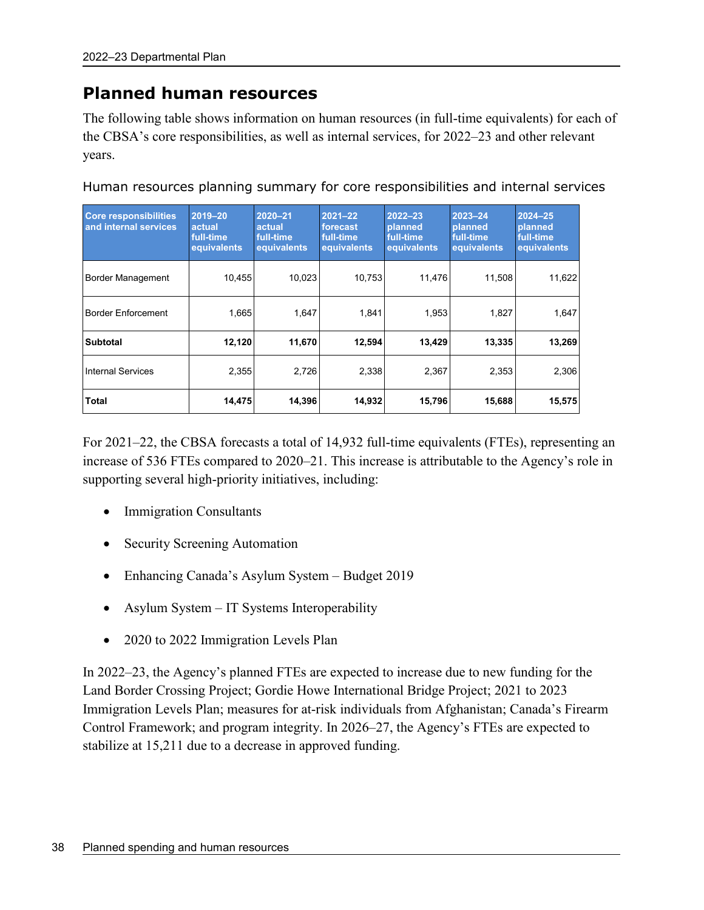## Planned human resources

The following table shows information on human resources (in full-time equivalents) for each of the CBSA's core responsibilities, as well as internal services, for 2022–23 and other relevant years.

Human resources planning summary for core responsibilities and internal services

| Core responsibilities and internal services | 2019–20 actual full-time equivalents | 2020–21 actual full-time equivalents | 2021–22 forecast full-time equivalents | 2022–23 planned full-time equivalents | 2023–24 planned full-time equivalents | 2024–25 planned full-time equivalents |
|---|---|---|---|---|---|---|
| Border Management | 10,455 | 10,023 | 10,753 | 11,476 | 11,508 | 11,622 |
| Border Enforcement | 1,665 | 1,647 | 1,841 | 1,953 | 1,827 | 1,647 |
| **Subtotal** | **12,120** | **11,670** | **12,594** | **13,429** | **13,335** | **13,269** |
| Internal Services | 2,355 | 2,726 | 2,338 | 2,367 | 2,353 | 2,306 |
| **Total** | **14,475** | **14,396** | **14,932** | **15,796** | **15,688** | **15,575** |

For 2021–22, the CBSA forecasts a total of 14,932 full-time equivalents (FTEs), representing an increase of 536 FTEs compared to 2020–21. This increase is attributable to the Agency's role in supporting several high-priority initiatives, including:

- Immigration Consultants
- Security Screening Automation
- Enhancing Canada's Asylum System – Budget 2019
- Asylum System – IT Systems Interoperability
- 2020 to 2022 Immigration Levels Plan

In 2022–23, the Agency's planned FTEs are expected to increase due to new funding for the Land Border Crossing Project; Gordie Howe International Bridge Project; 2021 to 2023 Immigration Levels Plan; measures for at-risk individuals from Afghanistan; Canada's Firearm Control Framework; and program integrity. In 2026–27, the Agency's FTEs are expected to stabilize at 15,211 due to a decrease in approved funding.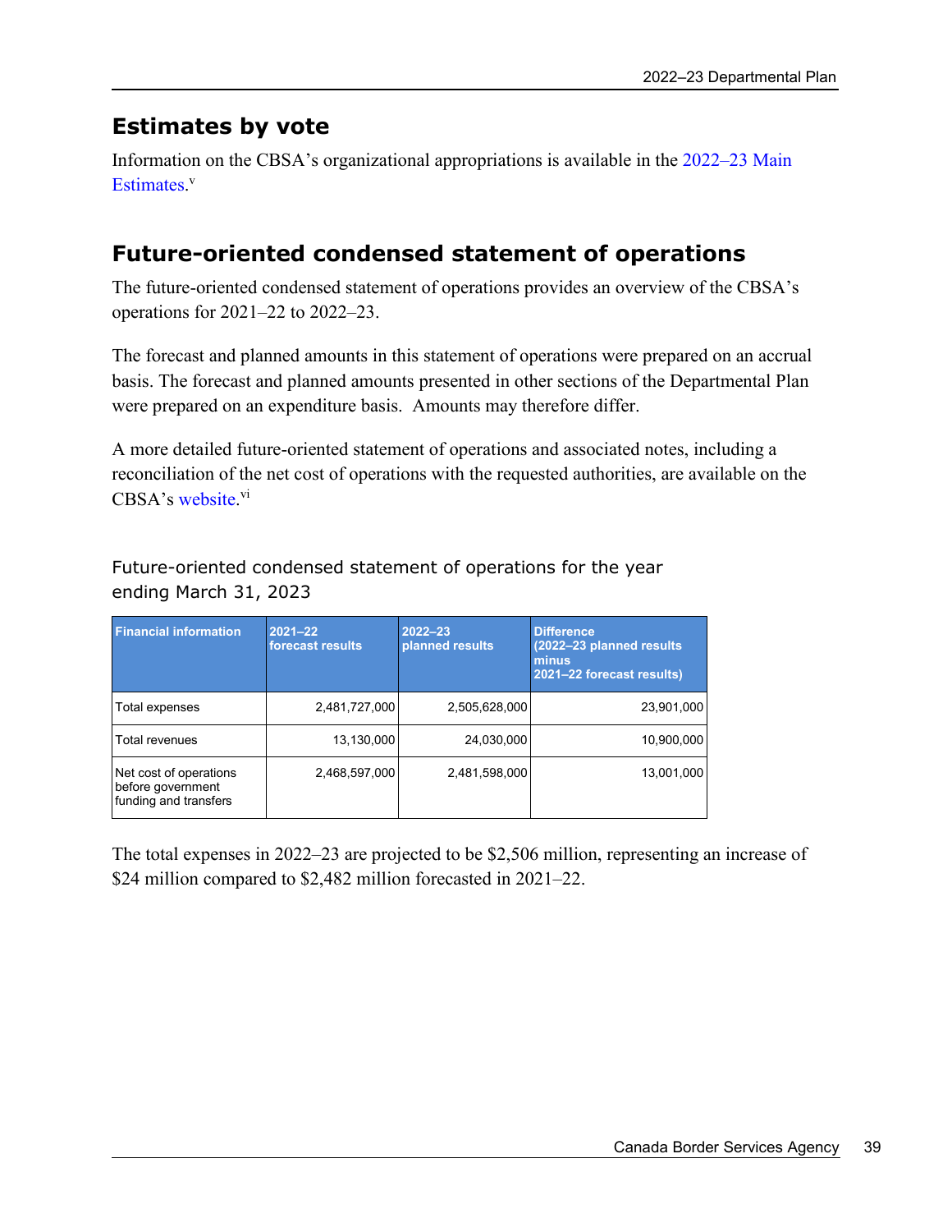## Estimates by vote

Information on the CBSA's organizational appropriations is available in the 2022–23 Main Estimates.[v]

## Future-oriented condensed statement of operations

The future-oriented condensed statement of operations provides an overview of the CBSA's operations for 2021–22 to 2022–23.

The forecast and planned amounts in this statement of operations were prepared on an accrual basis. The forecast and planned amounts presented in other sections of the Departmental Plan were prepared on an expenditure basis. Amounts may therefore differ.

A more detailed future-oriented statement of operations and associated notes, including a reconciliation of the net cost of operations with the requested authorities, are available on the CBSA's website.[vi]

Future-oriented condensed statement of operations for the year ending March 31, 2023

| Financial information | 2021–22 forecast results | 2022–23 planned results | Difference (2022–23 planned results minus 2021–22 forecast results) |
|---|---|---|---|
| Total expenses | 2,481,727,000 | 2,505,628,000 | 23,901,000 |
| Total revenues | 13,130,000 | 24,030,000 | 10,900,000 |
| Net cost of operations before government funding and transfers | 2,468,597,000 | 2,481,598,000 | 13,001,000 |

The total expenses in 2022–23 are projected to be $2,506 million, representing an increase of $24 million compared to $2,482 million forecasted in 2021–22.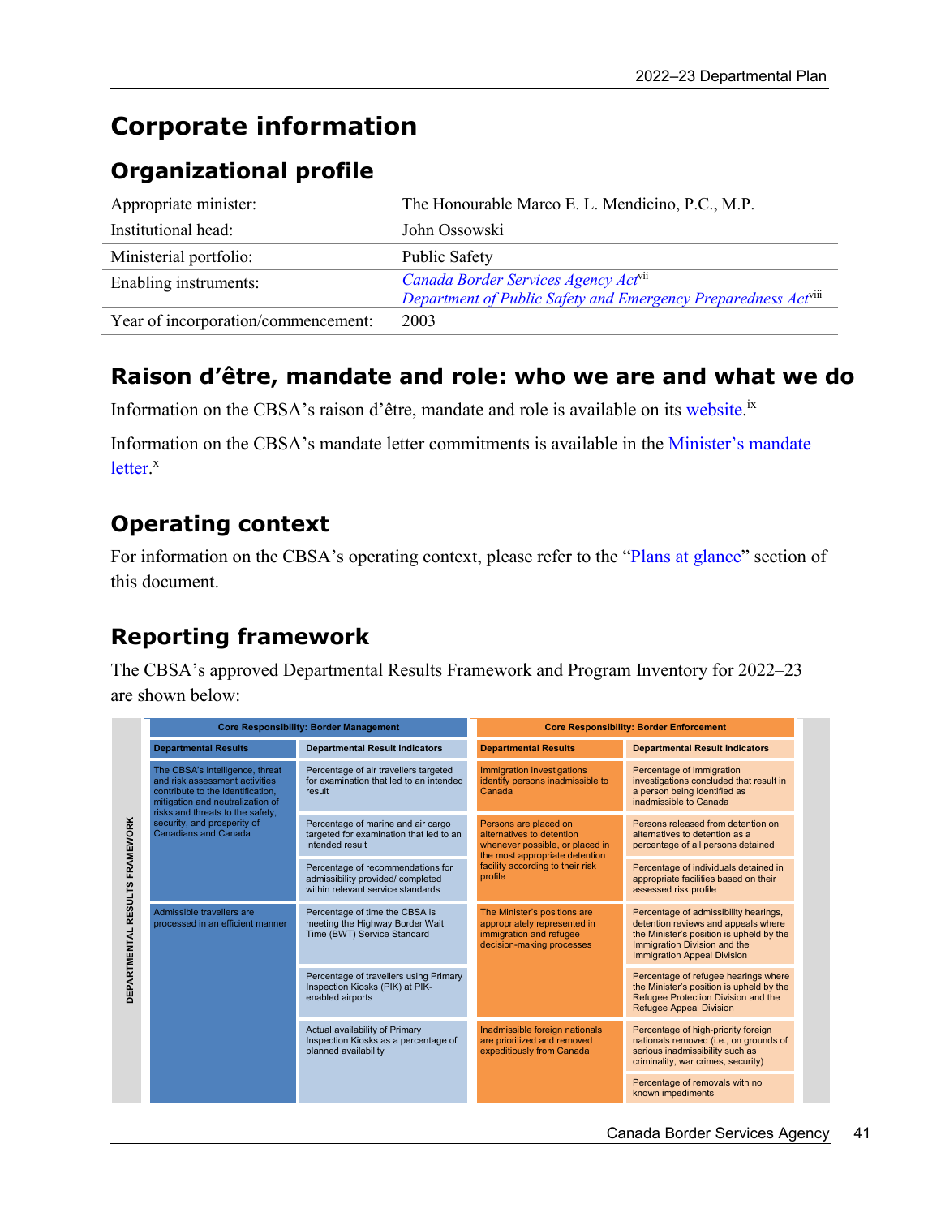# Corporate information

## Organizational profile

| | |
|---|---|
| Appropriate minister: | The Honourable Marco E. L. Mendicino, P.C., M.P. |
| Institutional head: | John Ossowski |
| Ministerial portfolio: | Public Safety |
| Enabling instruments: | *Canada Border Services Agency Act*[vii]<br>*Department of Public Safety and Emergency Preparedness Act*[viii] |
| Year of incorporation/commencement: | 2003 |

## Raison d'être, mandate and role: who we are and what we do

Information on the CBSA's raison d'être, mandate and role is available on its website.[ix]

Information on the CBSA's mandate letter commitments is available in the Minister's mandate letter.[x]

## Operating context

For information on the CBSA's operating context, please refer to the "Plans at glance" section of this document.

## Reporting framework

The CBSA's approved Departmental Results Framework and Program Inventory for 2022–23 are shown below:

**DEPARTMENTAL RESULTS FRAMEWORK**

| Core Responsibility: Border Management | | Core Responsibility: Border Enforcement | |
|---|---|---|---|
| **Departmental Results** | **Departmental Result Indicators** | **Departmental Results** | **Departmental Result Indicators** |
| The CBSA's intelligence, threat and risk assessment activities contribute to the identification, mitigation and neutralization of risks and threats to the safety, security, and prosperity of Canadians and Canada | Percentage of air travellers targeted for examination that led to an intended result | Immigration investigations identify persons inadmissible to Canada | Percentage of immigration investigations concluded that result in a person being identified as inadmissible to Canada |
| | Percentage of marine and air cargo targeted for examination that led to an intended result | Persons are placed on alternatives to detention whenever possible, or placed in the most appropriate detention facility according to their risk profile | Persons released from detention on alternatives to detention as a percentage of all persons detained |
| | Percentage of recommendations for admissibility provided/ completed within relevant service standards | | Percentage of individuals detained in appropriate facilities based on their assessed risk profile |
| Admissible travellers are processed in an efficient manner | Percentage of time the CBSA is meeting the Highway Border Wait Time (BWT) Service Standard | The Minister's positions are appropriately represented in immigration and refugee decision-making processes | Percentage of admissibility hearings, detention reviews and appeals where the Minister's position is upheld by the Immigration Division and the Immigration Appeal Division |
| | Percentage of travellers using Primary Inspection Kiosks (PIK) at PIK-enabled airports | | Percentage of refugee hearings where the Minister's position is upheld by the Refugee Protection Division and the Refugee Appeal Division |
| | Actual availability of Primary Inspection Kiosks as a percentage of planned availability | Inadmissible foreign nationals are prioritized and removed expeditiously from Canada | Percentage of high-priority foreign nationals removed (i.e., on grounds of serious inadmissibility such as criminality, war crimes, security) |
| | | | Percentage of removals with no known impediments |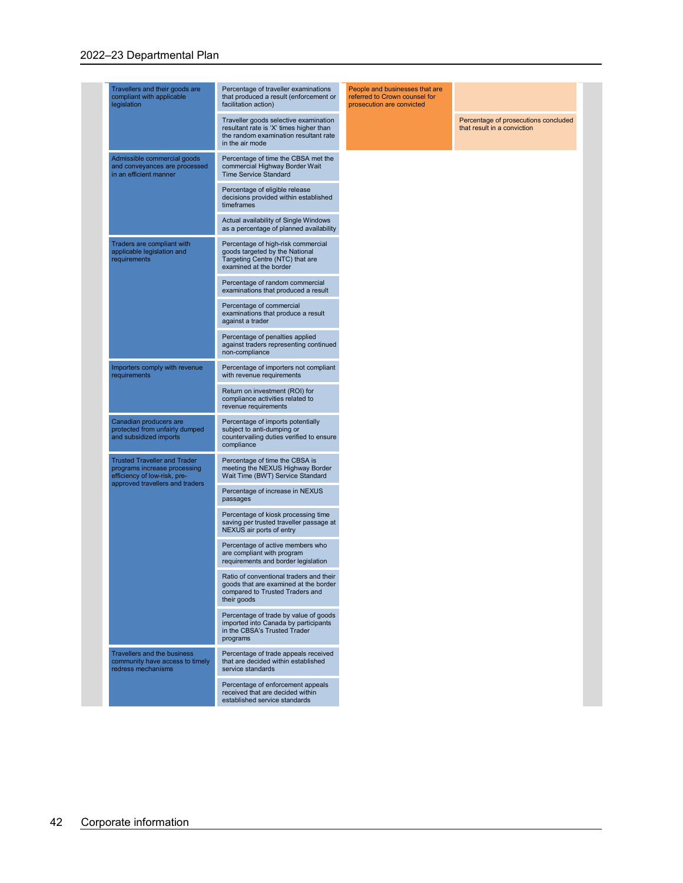| Results | Indicators | Results | Indicators |
| --- | --- | --- | --- |
| Travellers and their goods are compliant with applicable legislation | Percentage of traveller examinations that produced a result (enforcement or facilitation action) | People and businesses that are referred to Crown counsel for prosecution are convicted | |
| | Traveller goods selective examination resultant rate is 'X' times higher than the random examination resultant rate in the air mode | | Percentage of prosecutions concluded that result in a conviction |
| Admissible commercial goods and conveyances are processed in an efficient manner | Percentage of time the CBSA met the commercial Highway Border Wait Time Service Standard | | |
| | Percentage of eligible release decisions provided within established timeframes | | |
| | Actual availability of Single Windows as a percentage of planned availability | | |
| Traders are compliant with applicable legislation and requirements | Percentage of high-risk commercial goods targeted by the National Targeting Centre (NTC) that are examined at the border | | |
| | Percentage of random commercial examinations that produced a result | | |
| | Percentage of commercial examinations that produce a result against a trader | | |
| | Percentage of penalties applied against traders representing continued non-compliance | | |
| Importers comply with revenue requirements | Percentage of importers not compliant with revenue requirements | | |
| | Return on investment (ROI) for compliance activities related to revenue requirements | | |
| Canadian producers are protected from unfairly dumped and subsidized imports | Percentage of imports potentially subject to anti-dumping or countervailing duties verified to ensure compliance | | |
| Trusted Traveller and Trader programs increase processing efficiency of low-risk, pre-approved travellers and traders | Percentage of time the CBSA is meeting the NEXUS Highway Border Wait Time (BWT) Service Standard | | |
| | Percentage of increase in NEXUS passages | | |
| | Percentage of kiosk processing time saving per trusted traveller passage at NEXUS air ports of entry | | |
| | Percentage of active members who are compliant with program requirements and border legislation | | |
| | Ratio of conventional traders and their goods that are examined at the border compared to Trusted Traders and their goods | | |
| | Percentage of trade by value of goods imported into Canada by participants in the CBSA's Trusted Trader programs | | |
| Travellers and the business community have access to timely redress mechanisms | Percentage of trade appeals received that are decided within established service standards | | |
| | Percentage of enforcement appeals received that are decided within established service standards | | |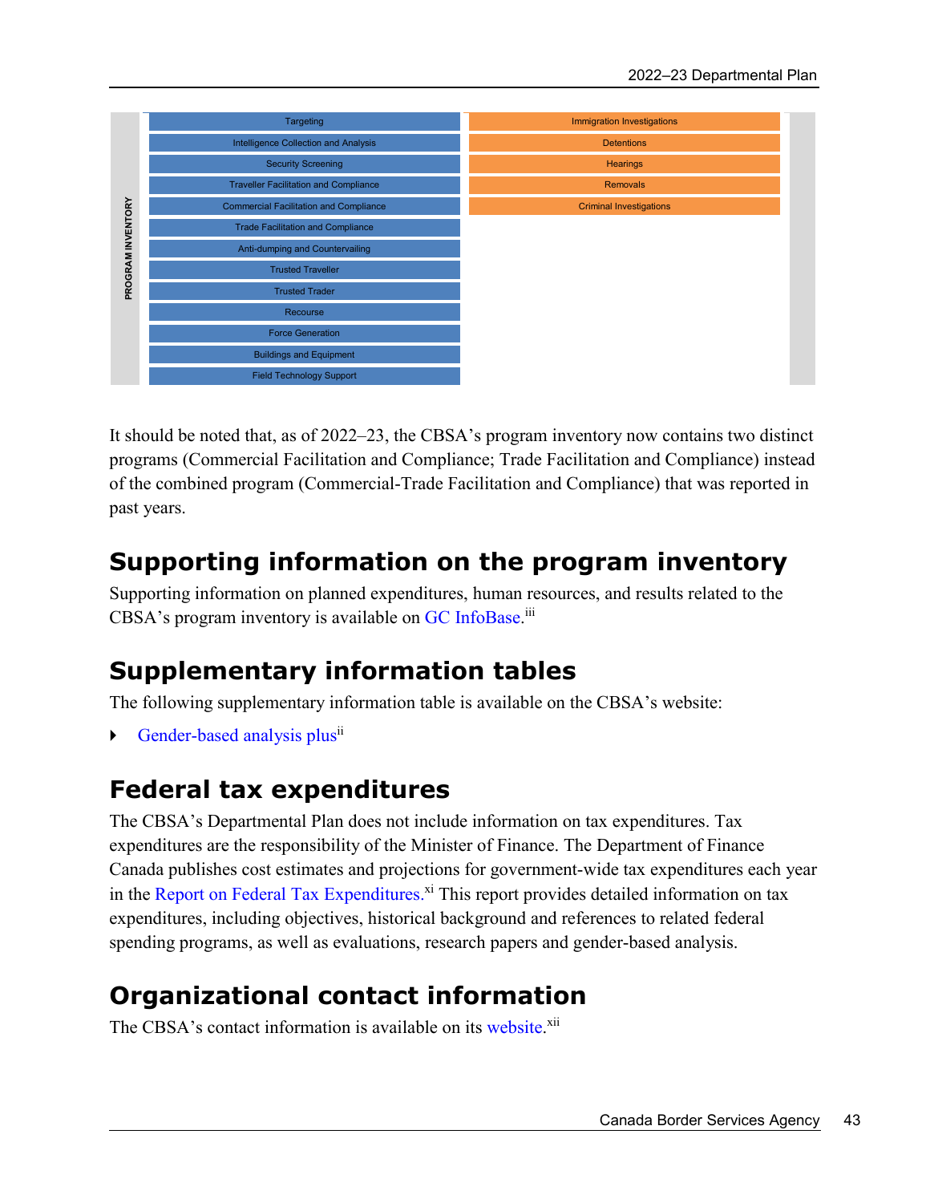| PROGRAM INVENTORY | | |
|---|---|---|
| | Targeting | Immigration Investigations |
| | Intelligence Collection and Analysis | Detentions |
| | Security Screening | Hearings |
| | Traveller Facilitation and Compliance | Removals |
| | Commercial Facilitation and Compliance | Criminal Investigations |
| | Trade Facilitation and Compliance | |
| | Anti-dumping and Countervailing | |
| | Trusted Traveller | |
| | Trusted Trader | |
| | Recourse | |
| | Force Generation | |
| | Buildings and Equipment | |
| | Field Technology Support | |

It should be noted that, as of 2022–23, the CBSA's program inventory now contains two distinct programs (Commercial Facilitation and Compliance; Trade Facilitation and Compliance) instead of the combined program (Commercial-Trade Facilitation and Compliance) that was reported in past years.

## Supporting information on the program inventory

Supporting information on planned expenditures, human resources, and results related to the CBSA's program inventory is available on GC InfoBase.[iii]

## Supplementary information tables

The following supplementary information table is available on the CBSA's website:

- Gender-based analysis plus[ii]

## Federal tax expenditures

The CBSA's Departmental Plan does not include information on tax expenditures. Tax expenditures are the responsibility of the Minister of Finance. The Department of Finance Canada publishes cost estimates and projections for government-wide tax expenditures each year in the Report on Federal Tax Expenditures.[xi] This report provides detailed information on tax expenditures, including objectives, historical background and references to related federal spending programs, as well as evaluations, research papers and gender-based analysis.

## Organizational contact information

The CBSA's contact information is available on its website.[xii]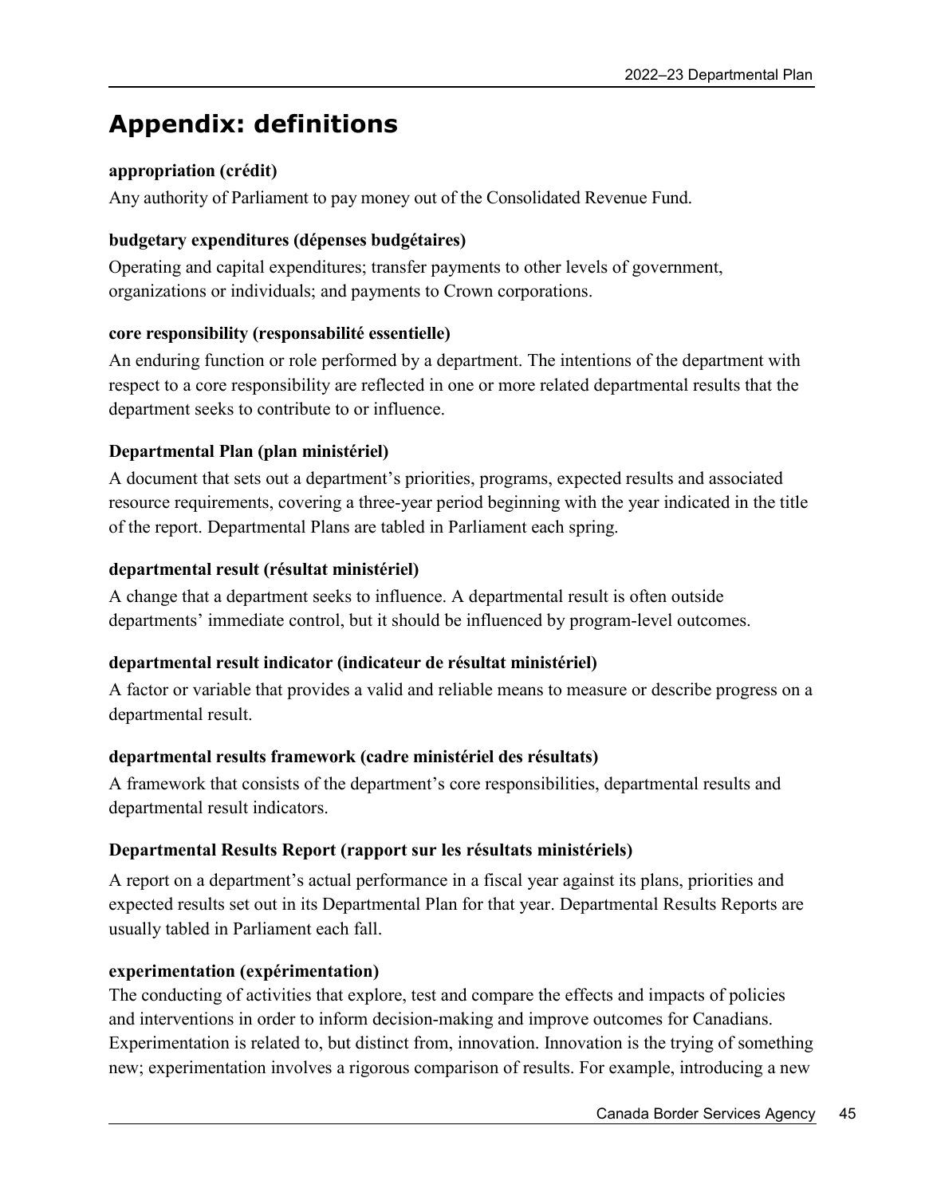# Appendix: definitions

**appropriation (crédit)**

Any authority of Parliament to pay money out of the Consolidated Revenue Fund.

**budgetary expenditures (dépenses budgétaires)**

Operating and capital expenditures; transfer payments to other levels of government, organizations or individuals; and payments to Crown corporations.

**core responsibility (responsabilité essentielle)**

An enduring function or role performed by a department. The intentions of the department with respect to a core responsibility are reflected in one or more related departmental results that the department seeks to contribute to or influence.

**Departmental Plan (plan ministériel)**

A document that sets out a department's priorities, programs, expected results and associated resource requirements, covering a three-year period beginning with the year indicated in the title of the report. Departmental Plans are tabled in Parliament each spring.

**departmental result (résultat ministériel)**

A change that a department seeks to influence. A departmental result is often outside departments' immediate control, but it should be influenced by program-level outcomes.

**departmental result indicator (indicateur de résultat ministériel)**

A factor or variable that provides a valid and reliable means to measure or describe progress on a departmental result.

**departmental results framework (cadre ministériel des résultats)**

A framework that consists of the department's core responsibilities, departmental results and departmental result indicators.

**Departmental Results Report (rapport sur les résultats ministériels)**

A report on a department's actual performance in a fiscal year against its plans, priorities and expected results set out in its Departmental Plan for that year. Departmental Results Reports are usually tabled in Parliament each fall.

**experimentation (expérimentation)**

The conducting of activities that explore, test and compare the effects and impacts of policies and interventions in order to inform decision-making and improve outcomes for Canadians. Experimentation is related to, but distinct from, innovation. Innovation is the trying of something new; experimentation involves a rigorous comparison of results. For example, introducing a new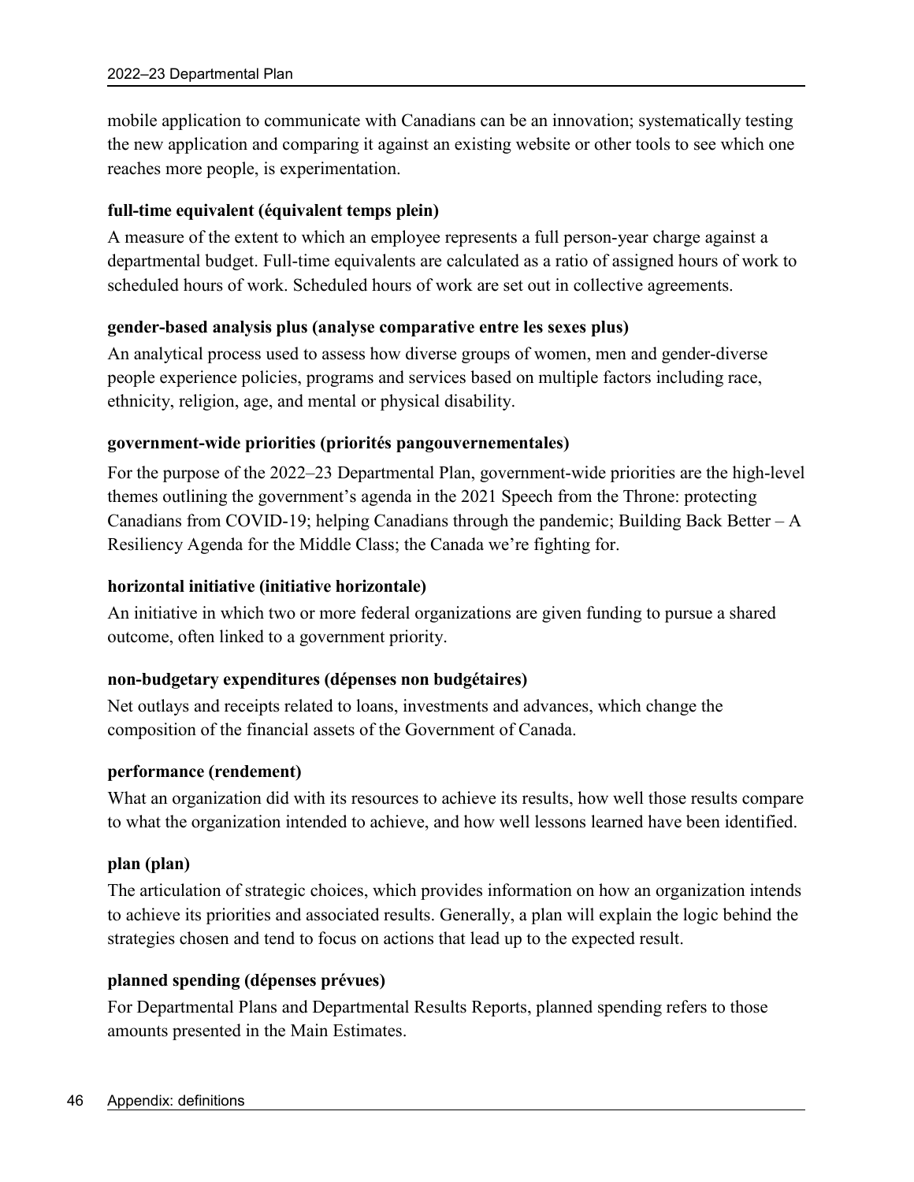mobile application to communicate with Canadians can be an innovation; systematically testing the new application and comparing it against an existing website or other tools to see which one reaches more people, is experimentation.

**full-time equivalent (équivalent temps plein)**

A measure of the extent to which an employee represents a full person-year charge against a departmental budget. Full-time equivalents are calculated as a ratio of assigned hours of work to scheduled hours of work. Scheduled hours of work are set out in collective agreements.

**gender-based analysis plus (analyse comparative entre les sexes plus)**

An analytical process used to assess how diverse groups of women, men and gender-diverse people experience policies, programs and services based on multiple factors including race, ethnicity, religion, age, and mental or physical disability.

**government-wide priorities (priorités pangouvernementales)**

For the purpose of the 2022–23 Departmental Plan, government-wide priorities are the high-level themes outlining the government's agenda in the 2021 Speech from the Throne: protecting Canadians from COVID-19; helping Canadians through the pandemic; Building Back Better – A Resiliency Agenda for the Middle Class; the Canada we're fighting for.

**horizontal initiative (initiative horizontale)**

An initiative in which two or more federal organizations are given funding to pursue a shared outcome, often linked to a government priority.

**non-budgetary expenditures (dépenses non budgétaires)**

Net outlays and receipts related to loans, investments and advances, which change the composition of the financial assets of the Government of Canada.

**performance (rendement)**

What an organization did with its resources to achieve its results, how well those results compare to what the organization intended to achieve, and how well lessons learned have been identified.

**plan (plan)**

The articulation of strategic choices, which provides information on how an organization intends to achieve its priorities and associated results. Generally, a plan will explain the logic behind the strategies chosen and tend to focus on actions that lead up to the expected result.

**planned spending (dépenses prévues)**

For Departmental Plans and Departmental Results Reports, planned spending refers to those amounts presented in the Main Estimates.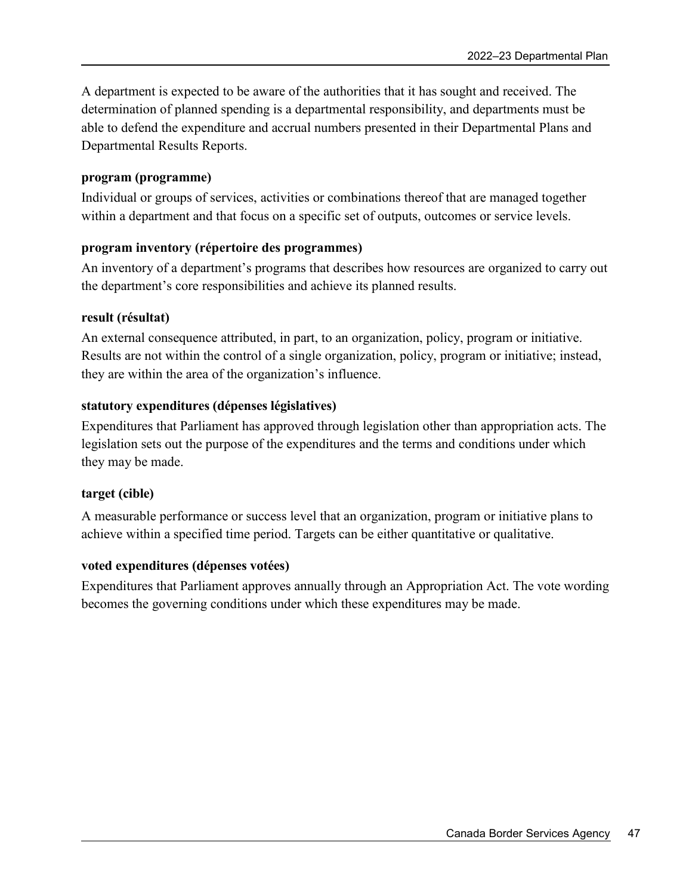A department is expected to be aware of the authorities that it has sought and received. The determination of planned spending is a departmental responsibility, and departments must be able to defend the expenditure and accrual numbers presented in their Departmental Plans and Departmental Results Reports.

**program (programme)**

Individual or groups of services, activities or combinations thereof that are managed together within a department and that focus on a specific set of outputs, outcomes or service levels.

**program inventory (répertoire des programmes)**

An inventory of a department's programs that describes how resources are organized to carry out the department's core responsibilities and achieve its planned results.

**result (résultat)**

An external consequence attributed, in part, to an organization, policy, program or initiative. Results are not within the control of a single organization, policy, program or initiative; instead, they are within the area of the organization's influence.

**statutory expenditures (dépenses législatives)**

Expenditures that Parliament has approved through legislation other than appropriation acts. The legislation sets out the purpose of the expenditures and the terms and conditions under which they may be made.

**target (cible)**

A measurable performance or success level that an organization, program or initiative plans to achieve within a specified time period. Targets can be either quantitative or qualitative.

**voted expenditures (dépenses votées)**

Expenditures that Parliament approves annually through an Appropriation Act. The vote wording becomes the governing conditions under which these expenditures may be made.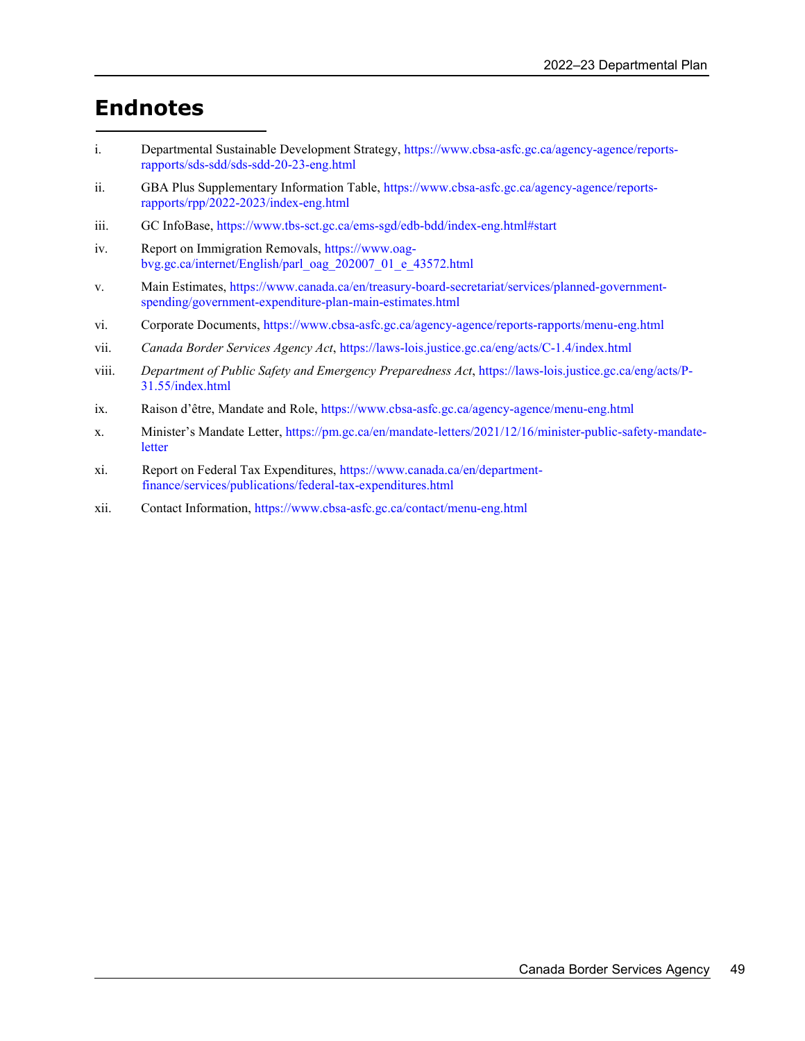# Endnotes

i. Departmental Sustainable Development Strategy, https://www.cbsa-asfc.gc.ca/agency-agence/reports-rapports/sds-sdd/sds-sdd-20-23-eng.html

ii. GBA Plus Supplementary Information Table, https://www.cbsa-asfc.gc.ca/agency-agence/reports-rapports/rpp/2022-2023/index-eng.html

iii. GC InfoBase, https://www.tbs-sct.gc.ca/ems-sgd/edb-bdd/index-eng.html#start

iv. Report on Immigration Removals, https://www.oag-bvg.gc.ca/internet/English/parl_oag_202007_01_e_43572.html

v. Main Estimates, https://www.canada.ca/en/treasury-board-secretariat/services/planned-government-spending/government-expenditure-plan-main-estimates.html

vi. Corporate Documents, https://www.cbsa-asfc.gc.ca/agency-agence/reports-rapports/menu-eng.html

vii. *Canada Border Services Agency Act*, https://laws-lois.justice.gc.ca/eng/acts/C-1.4/index.html

viii. *Department of Public Safety and Emergency Preparedness Act*, https://laws-lois.justice.gc.ca/eng/acts/P-31.55/index.html

ix. Raison d'être, Mandate and Role, https://www.cbsa-asfc.gc.ca/agency-agence/menu-eng.html

x. Minister's Mandate Letter, https://pm.gc.ca/en/mandate-letters/2021/12/16/minister-public-safety-mandate-letter

xi. Report on Federal Tax Expenditures, https://www.canada.ca/en/department-finance/services/publications/federal-tax-expenditures.html

xii. Contact Information, https://www.cbsa-asfc.gc.ca/contact/menu-eng.html